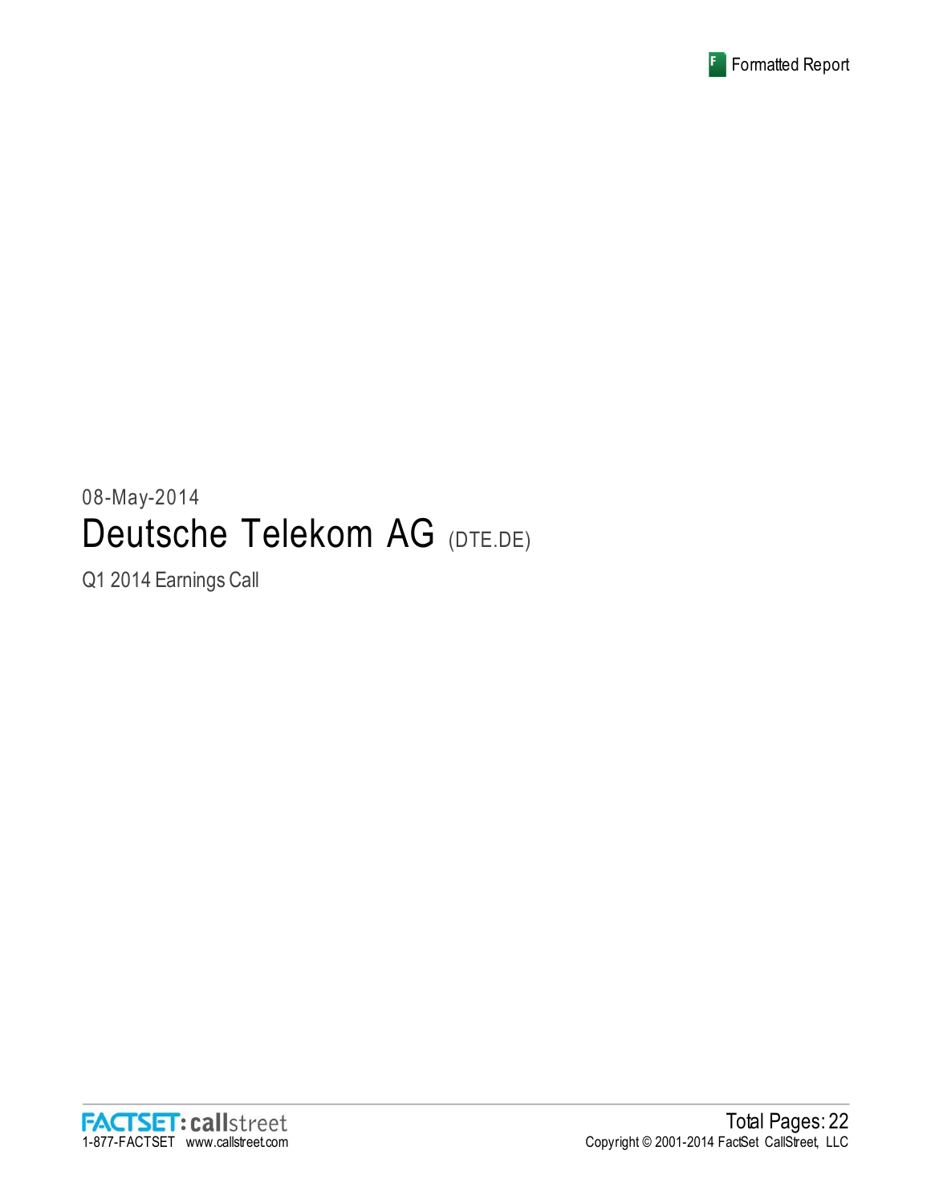Formatted Report

08-May-2014

# Deutsche Telekom AG (DTE.DE)

Q1 2014 Earnings Call

FACTSET: callstreet
1-877-FACTSET www.callstreet.com

Total Pages: 22
Copyright © 2001-2014 FactSet CallStreet, LLC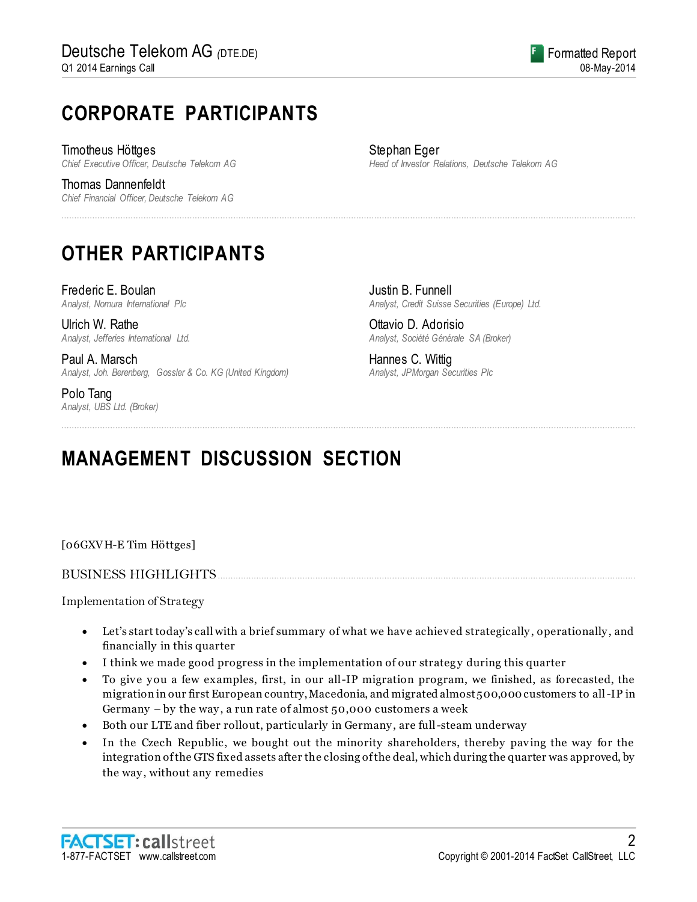# CORPORATE PARTICIPANTS

Timotheus Höttges
*Chief Executive Officer, Deutsche Telekom AG*

Thomas Dannenfeldt
*Chief Financial Officer, Deutsche Telekom AG*

Stephan Eger
*Head of Investor Relations, Deutsche Telekom AG*

# OTHER PARTICIPANTS

Frederic E. Boulan
*Analyst, Nomura International Plc*

Ulrich W. Rathe
*Analyst, Jefferies International Ltd.*

Paul A. Marsch
*Analyst, Joh. Berenberg, Gossler & Co. KG (United Kingdom)*

Polo Tang
*Analyst, UBS Ltd. (Broker)*

Justin B. Funnell
*Analyst, Credit Suisse Securities (Europe) Ltd.*

Ottavio D. Adorisio
*Analyst, Société Générale SA (Broker)*

Hannes C. Wittig
*Analyst, JPMorgan Securities Plc*

# MANAGEMENT DISCUSSION SECTION

[06GXVH-E Tim Höttges]

## BUSINESS HIGHLIGHTS

Implementation of Strategy

- Let's start today's call with a brief summary of what we have achieved strategically, operationally, and financially in this quarter
- I think we made good progress in the implementation of our strategy during this quarter
- To give you a few examples, first, in our all-IP migration program, we finished, as forecasted, the migration in our first European country, Macedonia, and migrated almost 500,000 customers to all-IP in Germany – by the way, a run rate of almost 50,000 customers a week
- Both our LTE and fiber rollout, particularly in Germany, are full-steam underway
- In the Czech Republic, we bought out the minority shareholders, thereby paving the way for the integration of the GTS fixed assets after the closing of the deal, which during the quarter was approved, by the way, without any remedies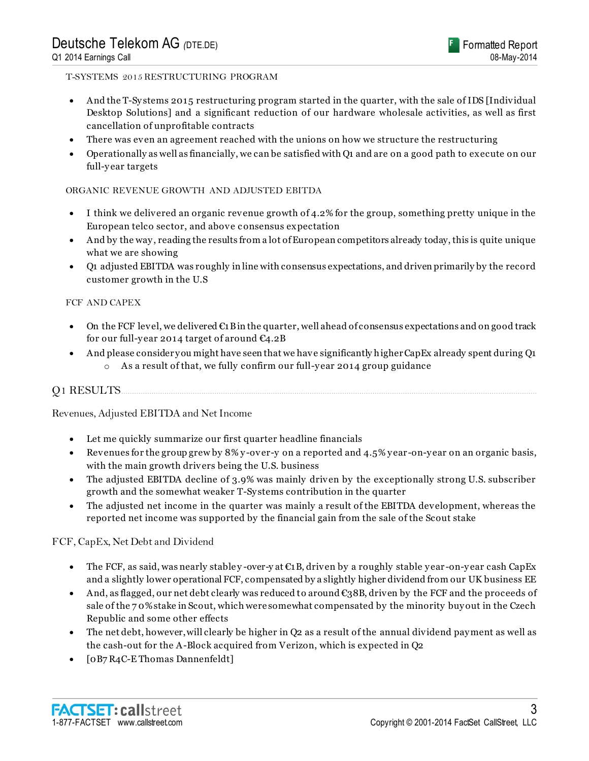T-SYSTEMS 2015 RESTRUCTURING PROGRAM

- And the T-Systems 2015 restructuring program started in the quarter, with the sale of IDS [Individual Desktop Solutions] and a significant reduction of our hardware wholesale activities, as well as first cancellation of unprofitable contracts
- There was even an agreement reached with the unions on how we structure the restructuring
- Operationally as well as financially, we can be satisfied with Q1 and are on a good path to execute on our full-year targets

ORGANIC REVENUE GROWTH AND ADJUSTED EBITDA

- I think we delivered an organic revenue growth of 4.2% for the group, something pretty unique in the European telco sector, and above consensus expectation
- And by the way, reading the results from a lot of European competitors already today, this is quite unique what we are showing
- Q1 adjusted EBITDA was roughly in line with consensus expectations, and driven primarily by the record customer growth in the U.S

FCF AND CAPEX

- On the FCF level, we delivered €1B in the quarter, well ahead of consensus expectations and on good track for our full-year 2014 target of around €4.2B
- And please consider you might have seen that we have significantly higher CapEx already spent during Q1
    - As a result of that, we fully confirm our full-year 2014 group guidance

## Q1 RESULTS

### Revenues, Adjusted EBITDA and Net Income

- Let me quickly summarize our first quarter headline financials
- Revenues for the group grew by 8% y-over-y on a reported and 4.5% year-on-year on an organic basis, with the main growth drivers being the U.S. business
- The adjusted EBITDA decline of 3.9% was mainly driven by the exceptionally strong U.S. subscriber growth and the somewhat weaker T-Systems contribution in the quarter
- The adjusted net income in the quarter was mainly a result of the EBITDA development, whereas the reported net income was supported by the financial gain from the sale of the Scout stake

### FCF, CapEx, Net Debt and Dividend

- The FCF, as said, was nearly stable y-over-y at €1B, driven by a roughly stable year-on-year cash CapEx and a slightly lower operational FCF, compensated by a slightly higher dividend from our UK business EE
- And, as flagged, our net debt clearly was reduced to around €38B, driven by the FCF and the proceeds of sale of the 70% stake in Scout, which were somewhat compensated by the minority buyout in the Czech Republic and some other effects
- The net debt, however, will clearly be higher in Q2 as a result of the annual dividend payment as well as the cash-out for the A-Block acquired from Verizon, which is expected in Q2
- [0B7R4C-E Thomas Dannenfeldt]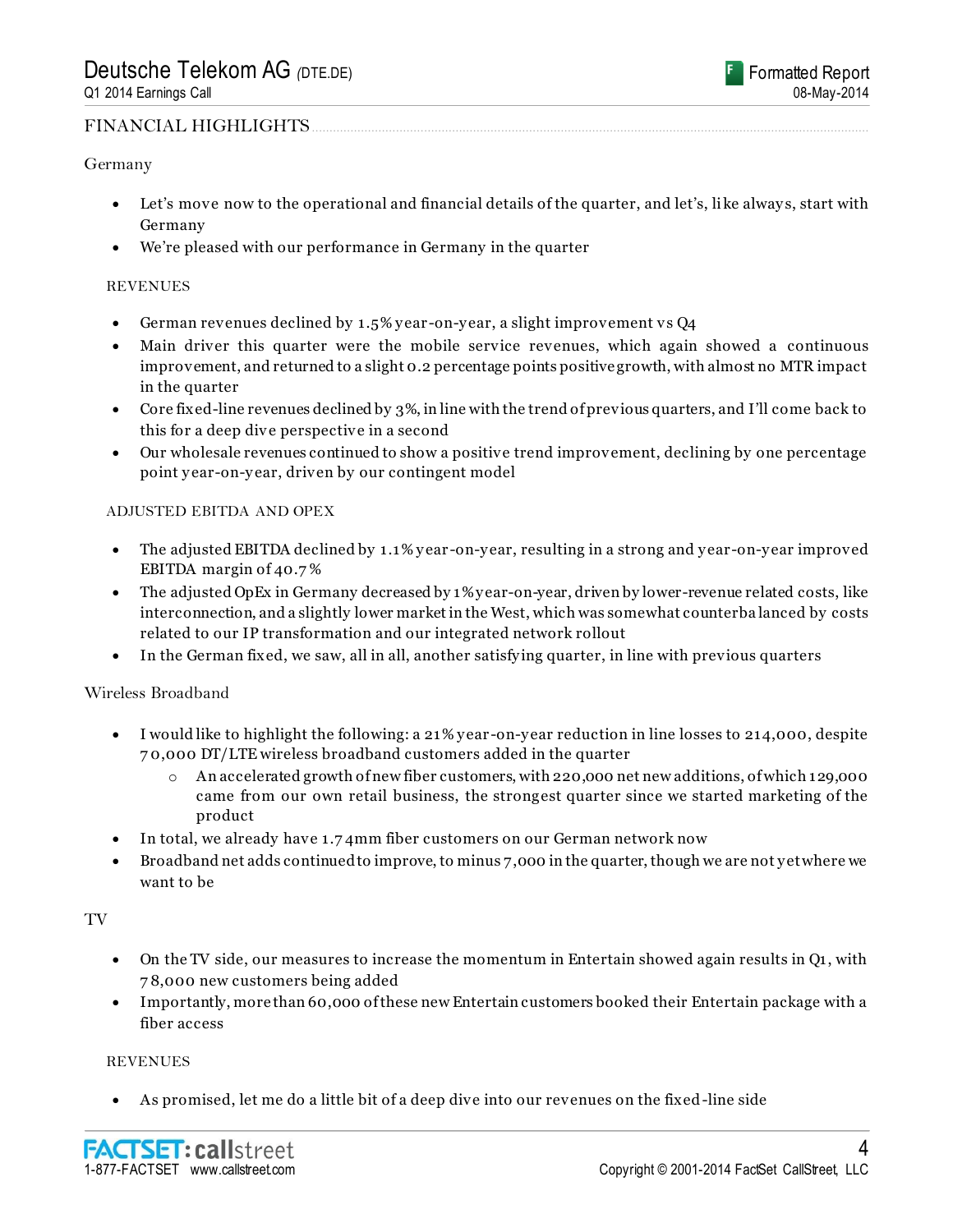## FINANCIAL HIGHLIGHTS

### Germany

- Let's move now to the operational and financial details of the quarter, and let's, like always, start with Germany
- We're pleased with our performance in Germany in the quarter

#### REVENUES

- German revenues declined by 1.5% year-on-year, a slight improvement vs Q4
- Main driver this quarter were the mobile service revenues, which again showed a continuous improvement, and returned to a slight 0.2 percentage points positive growth, with almost no MTR impact in the quarter
- Core fixed-line revenues declined by 3%, in line with the trend of previous quarters, and I'll come back to this for a deep dive perspective in a second
- Our wholesale revenues continued to show a positive trend improvement, declining by one percentage point year-on-year, driven by our contingent model

#### ADJUSTED EBITDA AND OPEX

- The adjusted EBITDA declined by 1.1% year-on-year, resulting in a strong and year-on-year improved EBITDA margin of 40.7%
- The adjusted OpEx in Germany decreased by 1% year-on-year, driven by lower-revenue related costs, like interconnection, and a slightly lower market in the West, which was somewhat counterbalanced by costs related to our IP transformation and our integrated network rollout
- In the German fixed, we saw, all in all, another satisfying quarter, in line with previous quarters

### Wireless Broadband

- I would like to highlight the following: a 21% year-on-year reduction in line losses to 214,000, despite 70,000 DT/LTE wireless broadband customers added in the quarter
  - An accelerated growth of new fiber customers, with 220,000 net new additions, of which 129,000 came from our own retail business, the strongest quarter since we started marketing of the product
- In total, we already have 1.74mm fiber customers on our German network now
- Broadband net adds continued to improve, to minus 7,000 in the quarter, though we are not yet where we want to be

### TV

- On the TV side, our measures to increase the momentum in Entertain showed again results in Q1, with 78,000 new customers being added
- Importantly, more than 60,000 of these new Entertain customers booked their Entertain package with a fiber access

#### REVENUES

- As promised, let me do a little bit of a deep dive into our revenues on the fixed-line side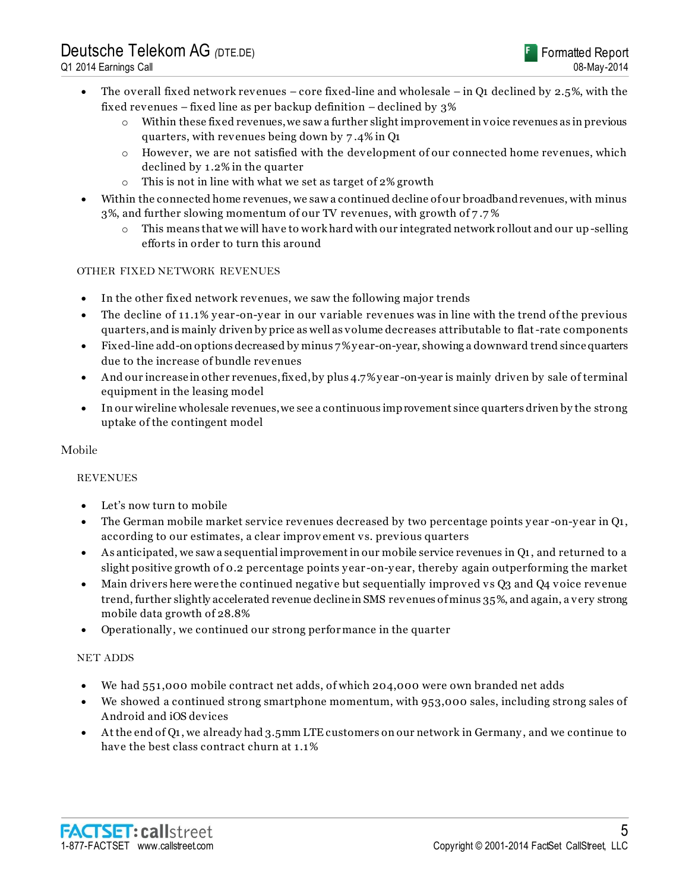- The overall fixed network revenues – core fixed-line and wholesale – in Q1 declined by 2.5%, with the fixed revenues – fixed line as per backup definition – declined by 3%
  - Within these fixed revenues, we saw a further slight improvement in voice revenues as in previous quarters, with revenues being down by 7.4% in Q1
  - However, we are not satisfied with the development of our connected home revenues, which declined by 1.2% in the quarter
  - This is not in line with what we set as target of 2% growth
- Within the connected home revenues, we saw a continued decline of our broadband revenues, with minus 3%, and further slowing momentum of our TV revenues, with growth of 7.7%
  - This means that we will have to work hard with our integrated network rollout and our up-selling efforts in order to turn this around

#### OTHER FIXED NETWORK REVENUES

- In the other fixed network revenues, we saw the following major trends
- The decline of 11.1% year-on-year in our variable revenues was in line with the trend of the previous quarters, and is mainly driven by price as well as volume decreases attributable to flat-rate components
- Fixed-line add-on options decreased by minus 7% year-on-year, showing a downward trend since quarters due to the increase of bundle revenues
- And our increase in other revenues, fixed, by plus 4.7% year-on-year is mainly driven by sale of terminal equipment in the leasing model
- In our wireline wholesale revenues, we see a continuous improvement since quarters driven by the strong uptake of the contingent model

### Mobile

#### REVENUES

- Let's now turn to mobile
- The German mobile market service revenues decreased by two percentage points year-on-year in Q1, according to our estimates, a clear improvement vs. previous quarters
- As anticipated, we saw a sequential improvement in our mobile service revenues in Q1, and returned to a slight positive growth of 0.2 percentage points year-on-year, thereby again outperforming the market
- Main drivers here were the continued negative but sequentially improved vs Q3 and Q4 voice revenue trend, further slightly accelerated revenue decline in SMS revenues of minus 35%, and again, a very strong mobile data growth of 28.8%
- Operationally, we continued our strong performance in the quarter

#### NET ADDS

- We had 551,000 mobile contract net adds, of which 204,000 were own branded net adds
- We showed a continued strong smartphone momentum, with 953,000 sales, including strong sales of Android and iOS devices
- At the end of Q1, we already had 3.5mm LTE customers on our network in Germany, and we continue to have the best class contract churn at 1.1%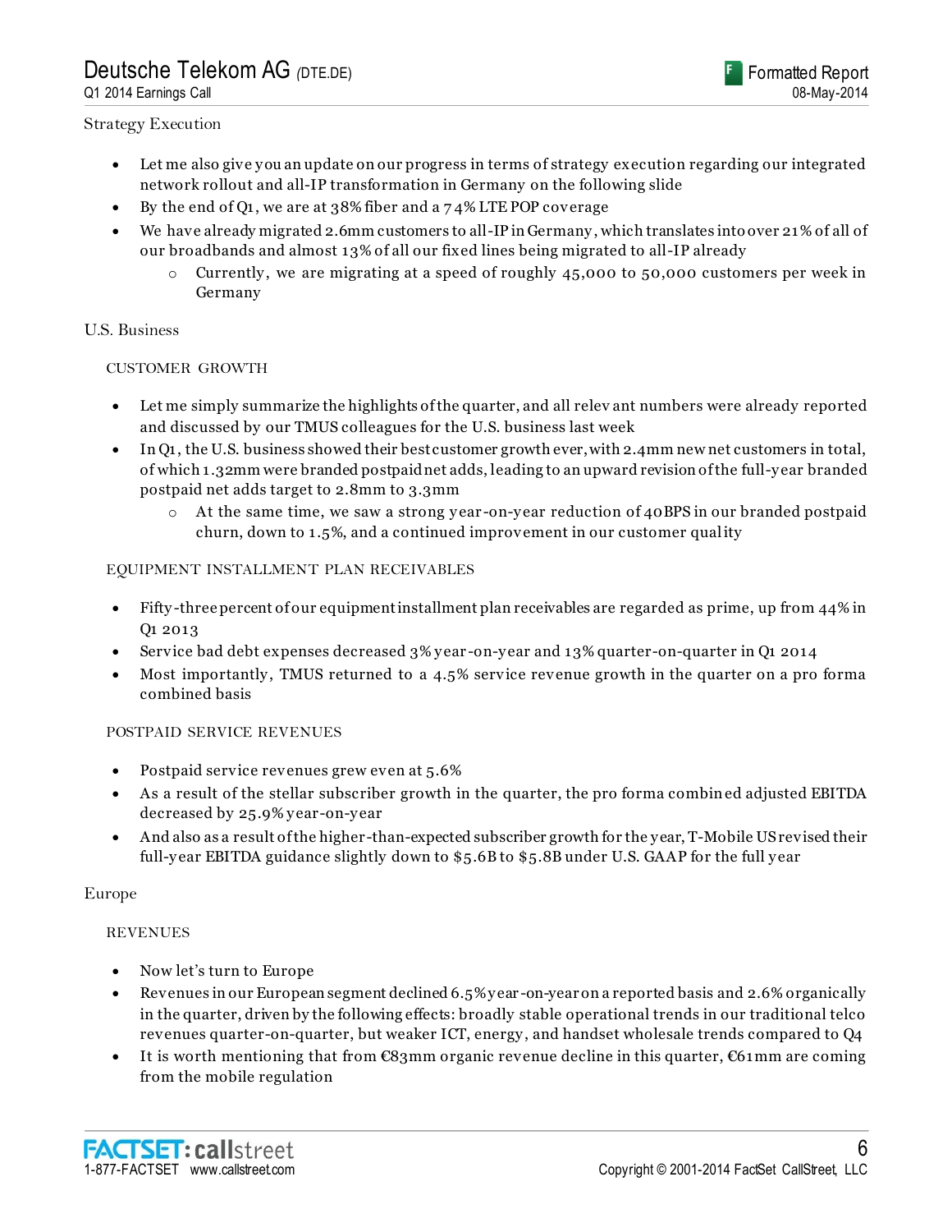Strategy Execution

- Let me also give you an update on our progress in terms of strategy execution regarding our integrated network rollout and all-IP transformation in Germany on the following slide
- By the end of Q1, we are at 38% fiber and a 74% LTE POP coverage
- We have already migrated 2.6mm customers to all-IP in Germany, which translates into over 21% of all of our broadbands and almost 13% of all our fixed lines being migrated to all-IP already
    - Currently, we are migrating at a speed of roughly 45,000 to 50,000 customers per week in Germany

U.S. Business

CUSTOMER GROWTH

- Let me simply summarize the highlights of the quarter, and all relevant numbers were already reported and discussed by our TMUS colleagues for the U.S. business last week
- In Q1, the U.S. business showed their best customer growth ever, with 2.4mm new net customers in total, of which 1.32mm were branded postpaid net adds, leading to an upward revision of the full-year branded postpaid net adds target to 2.8mm to 3.3mm
    - At the same time, we saw a strong year-on-year reduction of 40BPS in our branded postpaid churn, down to 1.5%, and a continued improvement in our customer quality

EQUIPMENT INSTALLMENT PLAN RECEIVABLES

- Fifty-three percent of our equipment installment plan receivables are regarded as prime, up from 44% in Q1 2013
- Service bad debt expenses decreased 3% year-on-year and 13% quarter-on-quarter in Q1 2014
- Most importantly, TMUS returned to a 4.5% service revenue growth in the quarter on a pro forma combined basis

POSTPAID SERVICE REVENUES

- Postpaid service revenues grew even at 5.6%
- As a result of the stellar subscriber growth in the quarter, the pro forma combined adjusted EBITDA decreased by 25.9% year-on-year
- And also as a result of the higher-than-expected subscriber growth for the year, T-Mobile US revised their full-year EBITDA guidance slightly down to $5.6B to $5.8B under U.S. GAAP for the full year

Europe

REVENUES

- Now let's turn to Europe
- Revenues in our European segment declined 6.5% year-on-year on a reported basis and 2.6% organically in the quarter, driven by the following effects: broadly stable operational trends in our traditional telco revenues quarter-on-quarter, but weaker ICT, energy, and handset wholesale trends compared to Q4
- It is worth mentioning that from €83mm organic revenue decline in this quarter, €61mm are coming from the mobile regulation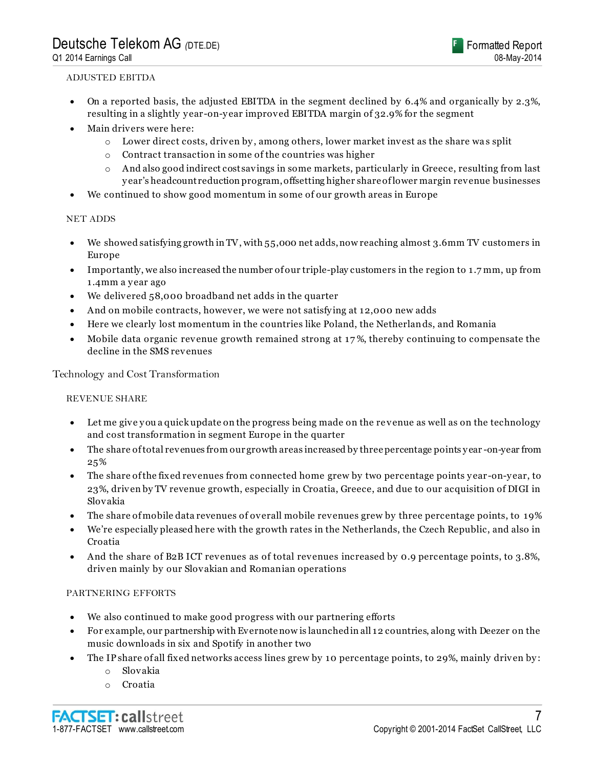ADJUSTED EBITDA

- On a reported basis, the adjusted EBITDA in the segment declined by 6.4% and organically by 2.3%, resulting in a slightly year-on-year improved EBITDA margin of 32.9% for the segment
- Main drivers were here:
    - Lower direct costs, driven by, among others, lower market invest as the share was split
    - Contract transaction in some of the countries was higher
    - And also good indirect cost savings in some markets, particularly in Greece, resulting from last year's headcount reduction program, offsetting higher share of lower margin revenue businesses
- We continued to show good momentum in some of our growth areas in Europe

NET ADDS

- We showed satisfying growth in TV, with 55,000 net adds, now reaching almost 3.6mm TV customers in Europe
- Importantly, we also increased the number of our triple-play customers in the region to 1.7mm, up from 1.4mm a year ago
- We delivered 58,000 broadband net adds in the quarter
- And on mobile contracts, however, we were not satisfying at 12,000 new adds
- Here we clearly lost momentum in the countries like Poland, the Netherlands, and Romania
- Mobile data organic revenue growth remained strong at 17%, thereby continuing to compensate the decline in the SMS revenues

## Technology and Cost Transformation

REVENUE SHARE

- Let me give you a quick update on the progress being made on the revenue as well as on the technology and cost transformation in segment Europe in the quarter
- The share of total revenues from our growth areas increased by three percentage points year-on-year from 25%
- The share of the fixed revenues from connected home grew by two percentage points year-on-year, to 23%, driven by TV revenue growth, especially in Croatia, Greece, and due to our acquisition of DIGI in Slovakia
- The share of mobile data revenues of overall mobile revenues grew by three percentage points, to 19%
- We're especially pleased here with the growth rates in the Netherlands, the Czech Republic, and also in Croatia
- And the share of B2B ICT revenues as of total revenues increased by 0.9 percentage points, to 3.8%, driven mainly by our Slovakian and Romanian operations

PARTNERING EFFORTS

- We also continued to make good progress with our partnering efforts
- For example, our partnership with Evernote now is launched in all 12 countries, along with Deezer on the music downloads in six and Spotify in another two
- The IP share of all fixed networks access lines grew by 10 percentage points, to 29%, mainly driven by:
    - Slovakia
    - Croatia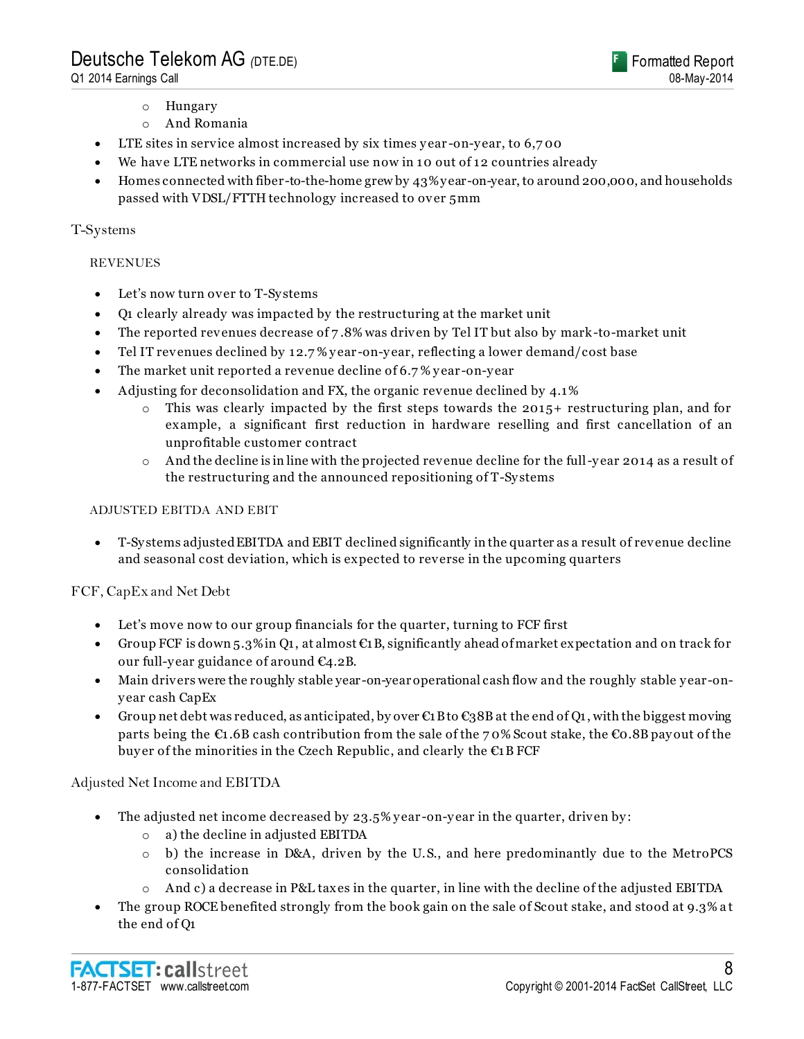- Hungary
- And Romania

- LTE sites in service almost increased by six times year-on-year, to 6,700
- We have LTE networks in commercial use now in 10 out of 12 countries already
- Homes connected with fiber-to-the-home grew by 43% year-on-year, to around 200,000, and households passed with VDSL/FTTH technology increased to over 5mm

T-Systems

REVENUES

- Let's now turn over to T-Systems
- Q1 clearly already was impacted by the restructuring at the market unit
- The reported revenues decrease of 7.8% was driven by Tel IT but also by mark-to-market unit
- Tel IT revenues declined by 12.7% year-on-year, reflecting a lower demand/cost base
- The market unit reported a revenue decline of 6.7% year-on-year
- Adjusting for deconsolidation and FX, the organic revenue declined by 4.1%
  - This was clearly impacted by the first steps towards the 2015+ restructuring plan, and for example, a significant first reduction in hardware reselling and first cancellation of an unprofitable customer contract
  - And the decline is in line with the projected revenue decline for the full-year 2014 as a result of the restructuring and the announced repositioning of T-Systems

ADJUSTED EBITDA AND EBIT

- T-Systems adjusted EBITDA and EBIT declined significantly in the quarter as a result of revenue decline and seasonal cost deviation, which is expected to reverse in the upcoming quarters

FCF, CapEx and Net Debt

- Let's move now to our group financials for the quarter, turning to FCF first
- Group FCF is down 5.3% in Q1, at almost €1B, significantly ahead of market expectation and on track for our full-year guidance of around €4.2B.
- Main drivers were the roughly stable year-on-year operational cash flow and the roughly stable year-on-year cash CapEx
- Group net debt was reduced, as anticipated, by over €1B to €38B at the end of Q1, with the biggest moving parts being the €1.6B cash contribution from the sale of the 70% Scout stake, the €0.8B payout of the buyer of the minorities in the Czech Republic, and clearly the €1B FCF

Adjusted Net Income and EBITDA

- The adjusted net income decreased by 23.5% year-on-year in the quarter, driven by:
  - a) the decline in adjusted EBITDA
  - b) the increase in D&A, driven by the U.S., and here predominantly due to the MetroPCS consolidation
  - And c) a decrease in P&L taxes in the quarter, in line with the decline of the adjusted EBITDA
- The group ROCE benefited strongly from the book gain on the sale of Scout stake, and stood at 9.3% at the end of Q1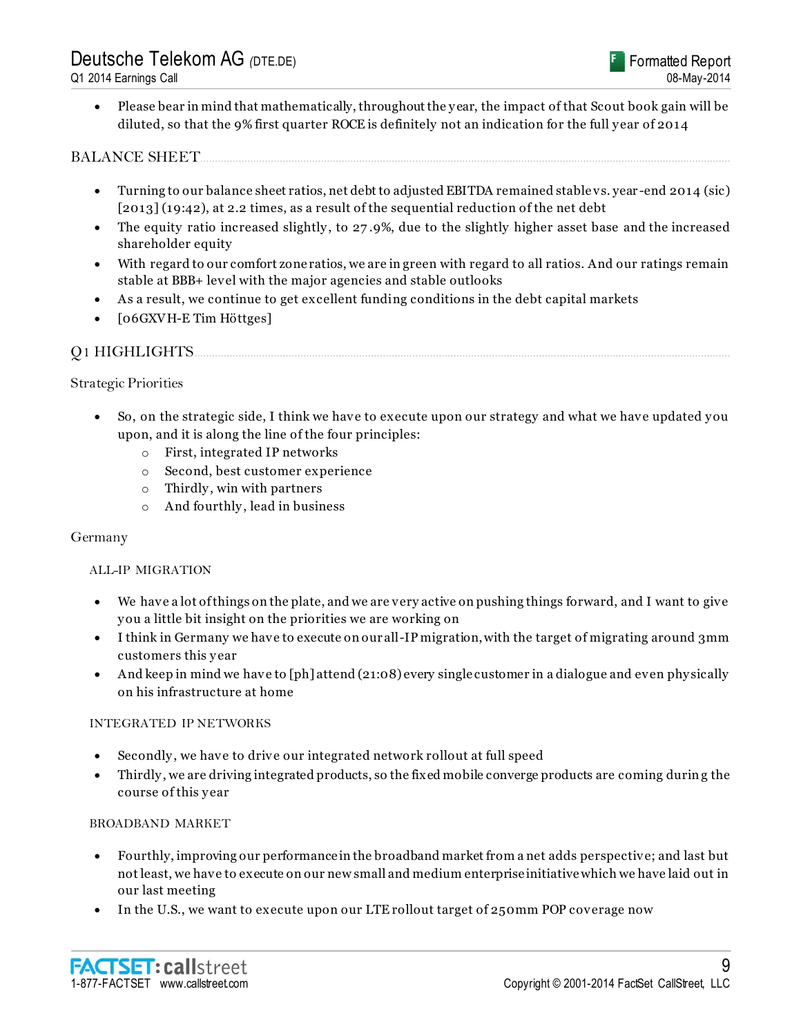- Please bear in mind that mathematically, throughout the year, the impact of that Scout book gain will be diluted, so that the 9% first quarter ROCE is definitely not an indication for the full year of 2014

## BALANCE SHEET

- Turning to our balance sheet ratios, net debt to adjusted EBITDA remained stable vs. year-end 2014 (sic) [2013] (19:42), at 2.2 times, as a result of the sequential reduction of the net debt
- The equity ratio increased slightly, to 27.9%, due to the slightly higher asset base and the increased shareholder equity
- With regard to our comfort zone ratios, we are in green with regard to all ratios. And our ratings remain stable at BBB+ level with the major agencies and stable outlooks
- As a result, we continue to get excellent funding conditions in the debt capital markets
- [06GXVH-E Tim Höttges]

## Q1 HIGHLIGHTS

### Strategic Priorities

- So, on the strategic side, I think we have to execute upon our strategy and what we have updated you upon, and it is along the line of the four principles:
  - First, integrated IP networks
  - Second, best customer experience
  - Thirdly, win with partners
  - And fourthly, lead in business

### Germany

#### ALL-IP MIGRATION

- We have a lot of things on the plate, and we are very active on pushing things forward, and I want to give you a little bit insight on the priorities we are working on
- I think in Germany we have to execute on our all-IP migration, with the target of migrating around 3mm customers this year
- And keep in mind we have to [ph] attend (21:08) every single customer in a dialogue and even physically on his infrastructure at home

#### INTEGRATED IP NETWORKS

- Secondly, we have to drive our integrated network rollout at full speed
- Thirdly, we are driving integrated products, so the fixed mobile converge products are coming during the course of this year

#### BROADBAND MARKET

- Fourthly, improving our performance in the broadband market from a net adds perspective; and last but not least, we have to execute on our new small and medium enterprise initiative which we have laid out in our last meeting
- In the U.S., we want to execute upon our LTE rollout target of 250mm POP coverage now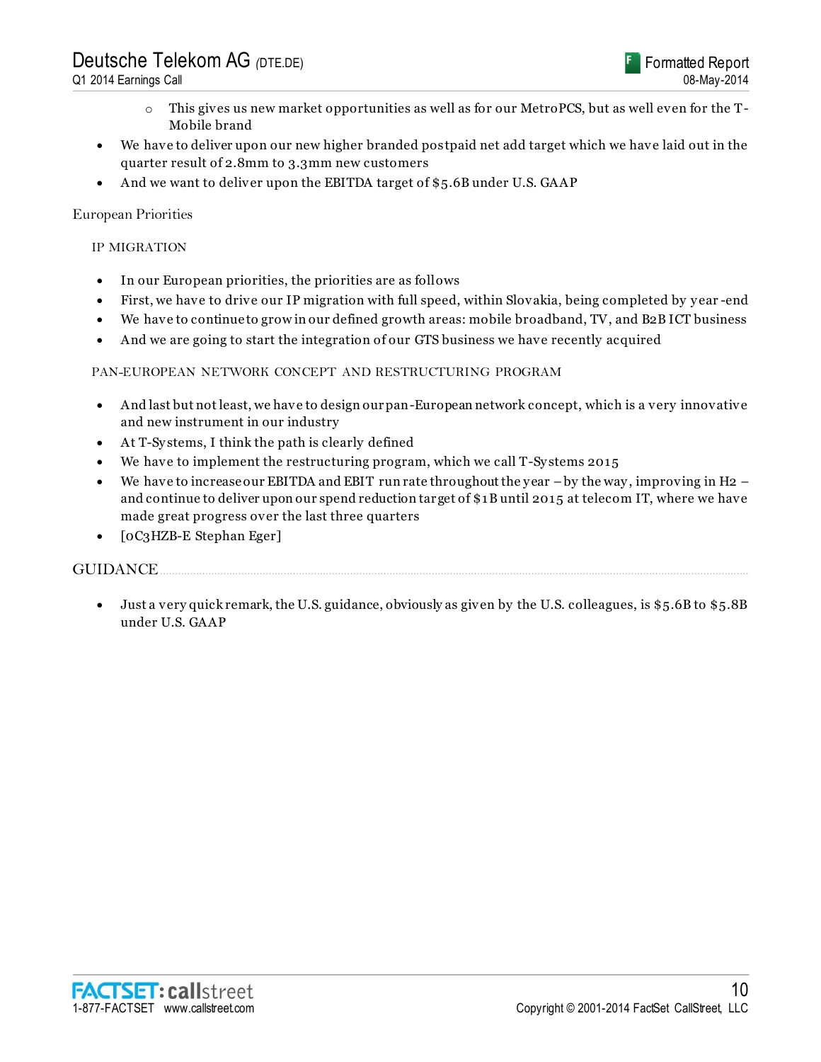- This gives us new market opportunities as well as for our MetroPCS, but as well even for the T-Mobile brand
- We have to deliver upon our new higher branded postpaid net add target which we have laid out in the quarter result of 2.8mm to 3.3mm new customers
- And we want to deliver upon the EBITDA target of $5.6B under U.S. GAAP

European Priorities

IP MIGRATION

- In our European priorities, the priorities are as follows
- First, we have to drive our IP migration with full speed, within Slovakia, being completed by year-end
- We have to continue to grow in our defined growth areas: mobile broadband, TV, and B2B ICT business
- And we are going to start the integration of our GTS business we have recently acquired

PAN-EUROPEAN NETWORK CONCEPT AND RESTRUCTURING PROGRAM

- And last but not least, we have to design our pan-European network concept, which is a very innovative and new instrument in our industry
- At T-Systems, I think the path is clearly defined
- We have to implement the restructuring program, which we call T-Systems 2015
- We have to increase our EBITDA and EBIT run rate throughout the year – by the way, improving in H2 – and continue to deliver upon our spend reduction target of $1B until 2015 at telecom IT, where we have made great progress over the last three quarters
- [0C3HZB-E Stephan Eger]

## GUIDANCE

- Just a very quick remark, the U.S. guidance, obviously as given by the U.S. colleagues, is $5.6B to $5.8B under U.S. GAAP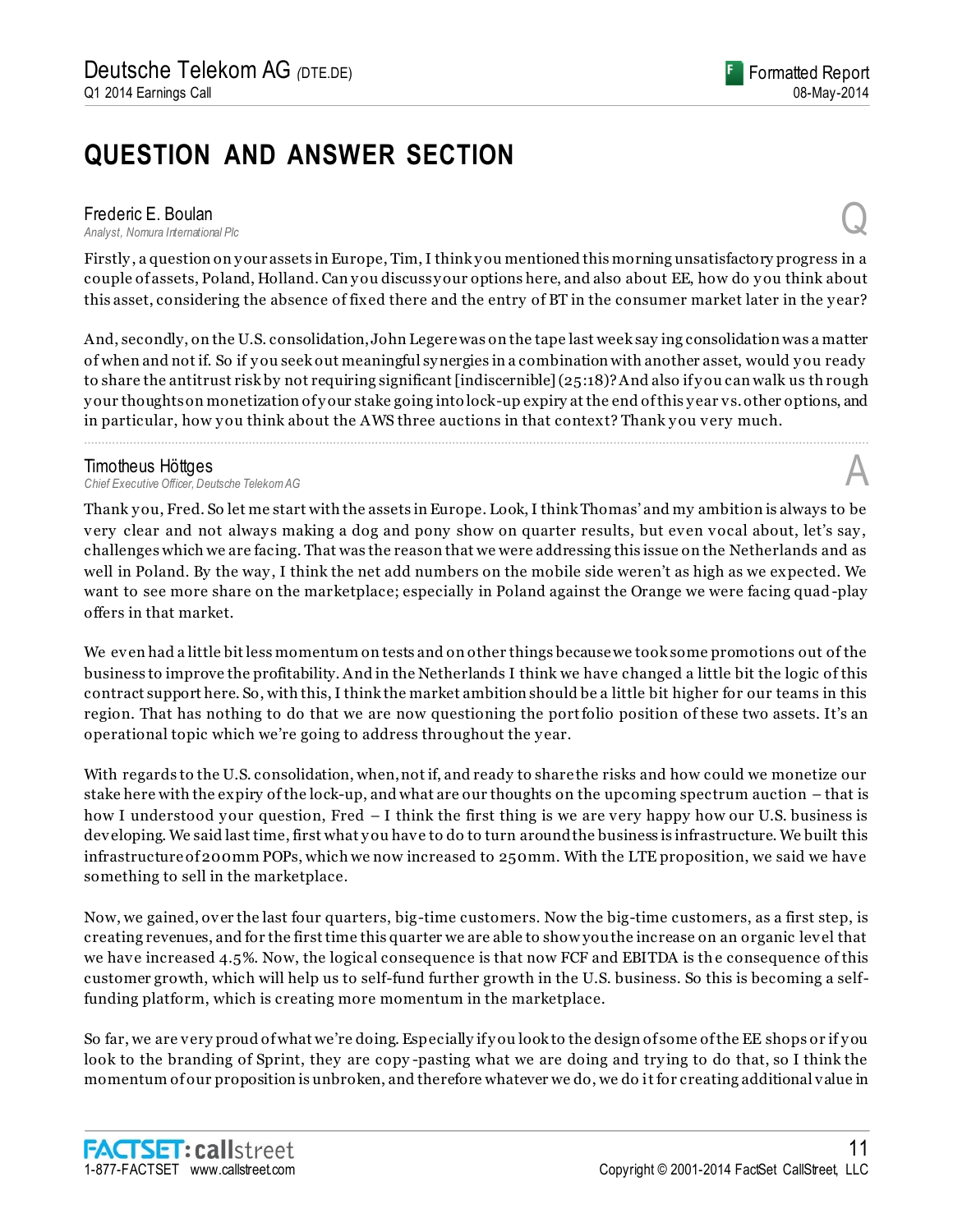# QUESTION AND ANSWER SECTION

**Frederic E. Boulan**
*Analyst, Nomura International Plc*

**Q**

Firstly, a question on your assets in Europe, Tim, I think you mentioned this morning unsatisfactory progress in a couple of assets, Poland, Holland. Can you discuss your options here, and also about EE, how do you think about this asset, considering the absence of fixed there and the entry of BT in the consumer market later in the year?

And, secondly, on the U.S. consolidation, John Legere was on the tape last week saying consolidation was a matter of when and not if. So if you seek out meaningful synergies in a combination with another asset, would you ready to share the antitrust risk by not requiring significant [indiscernible] (25:18)? And also if you can walk us through your thoughts on monetization of your stake going into lock-up expiry at the end of this year vs. other options, and in particular, how you think about the AWS three auctions in that context? Thank you very much.

**Timotheus Höttges**
*Chief Executive Officer, Deutsche Telekom AG*

**A**

Thank you, Fred. So let me start with the assets in Europe. Look, I think Thomas' and my ambition is always to be very clear and not always making a dog and pony show on quarter results, but even vocal about, let's say, challenges which we are facing. That was the reason that we were addressing this issue on the Netherlands and as well in Poland. By the way, I think the net add numbers on the mobile side weren't as high as we expected. We want to see more share on the marketplace; especially in Poland against the Orange we were facing quad-play offers in that market.

We even had a little bit less momentum on tests and on other things because we took some promotions out of the business to improve the profitability. And in the Netherlands I think we have changed a little bit the logic of this contract support here. So, with this, I think the market ambition should be a little bit higher for our teams in this region. That has nothing to do that we are now questioning the portfolio position of these two assets. It's an operational topic which we're going to address throughout the year.

With regards to the U.S. consolidation, when, not if, and ready to share the risks and how could we monetize our stake here with the expiry of the lock-up, and what are our thoughts on the upcoming spectrum auction – that is how I understood your question, Fred – I think the first thing is we are very happy how our U.S. business is developing. We said last time, first what you have to do to turn around the business is infrastructure. We built this infrastructure of 200mm POPs, which we now increased to 250mm. With the LTE proposition, we said we have something to sell in the marketplace.

Now, we gained, over the last four quarters, big-time customers. Now the big-time customers, as a first step, is creating revenues, and for the first time this quarter we are able to show you the increase on an organic level that we have increased 4.5%. Now, the logical consequence is that now FCF and EBITDA is the consequence of this customer growth, which will help us to self-fund further growth in the U.S. business. So this is becoming a self-funding platform, which is creating more momentum in the marketplace.

So far, we are very proud of what we're doing. Especially if you look to the design of some of the EE shops or if you look to the branding of Sprint, they are copy-pasting what we are doing and trying to do that, so I think the momentum of our proposition is unbroken, and therefore whatever we do, we do it for creating additional value in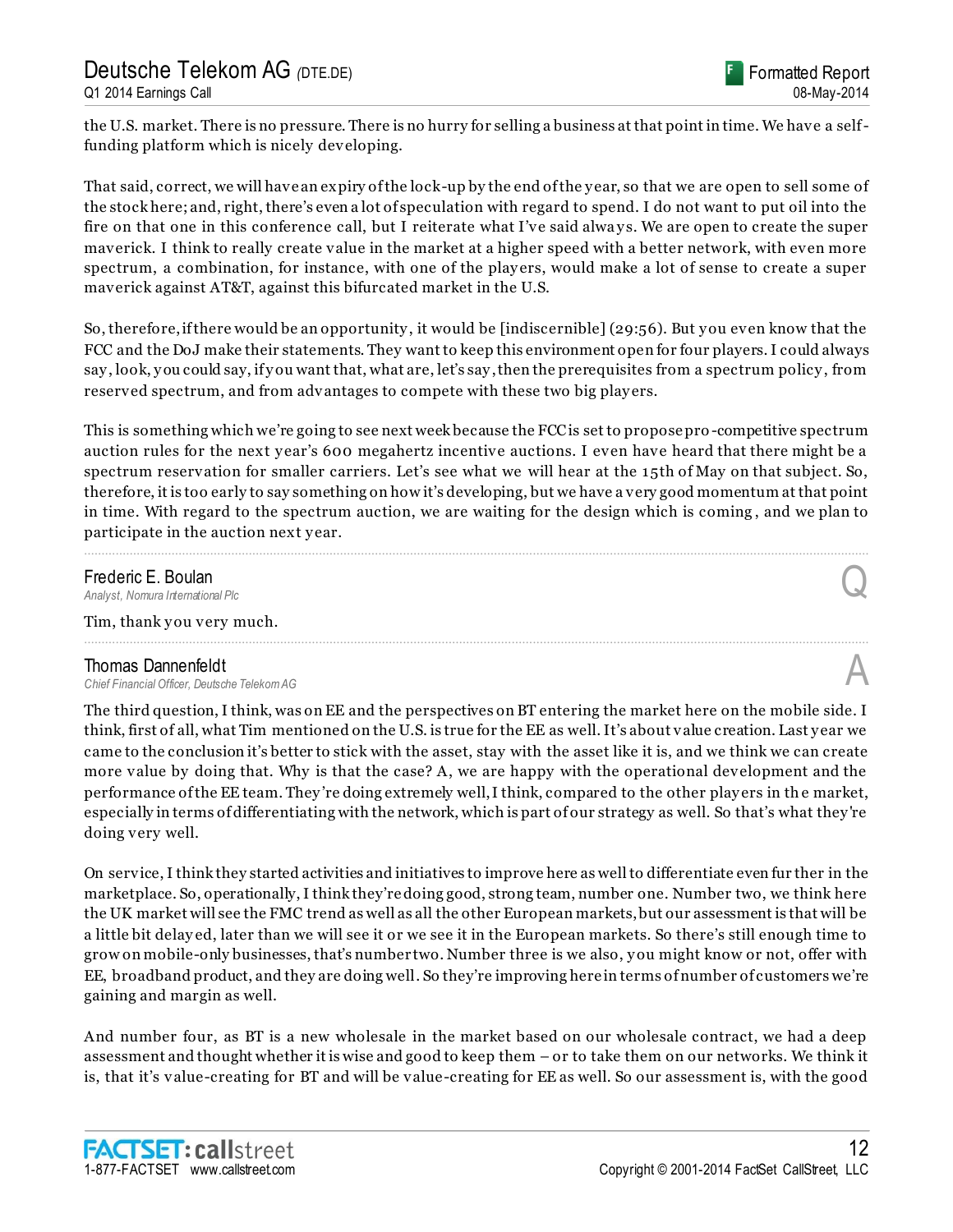the U.S. market. There is no pressure. There is no hurry for selling a business at that point in time. We have a self-funding platform which is nicely developing.

That said, correct, we will have an expiry of the lock-up by the end of the year, so that we are open to sell some of the stock here; and, right, there's even a lot of speculation with regard to spend. I do not want to put oil into the fire on that one in this conference call, but I reiterate what I've said always. We are open to create the super maverick. I think to really create value in the market at a higher speed with a better network, with even more spectrum, a combination, for instance, with one of the players, would make a lot of sense to create a super maverick against AT&T, against this bifurcated market in the U.S.

So, therefore, if there would be an opportunity, it would be [indiscernible] (29:56). But you even know that the FCC and the DoJ make their statements. They want to keep this environment open for four players. I could always say, look, you could say, if you want that, what are, let's say, then the prerequisites from a spectrum policy, from reserved spectrum, and from advantages to compete with these two big players.

This is something which we're going to see next week because the FCC is set to propose pro-competitive spectrum auction rules for the next year's 600 megahertz incentive auctions. I even have heard that there might be a spectrum reservation for smaller carriers. Let's see what we will hear at the 15th of May on that subject. So, therefore, it is too early to say something on how it's developing, but we have a very good momentum at that point in time. With regard to the spectrum auction, we are waiting for the design which is coming, and we plan to participate in the auction next year.

---

**Frederic E. Boulan**
*Analyst, Nomura International Plc* **Q**

Tim, thank you very much.

---

**Thomas Dannenfeldt**
*Chief Financial Officer, Deutsche Telekom AG* **A**

The third question, I think, was on EE and the perspectives on BT entering the market here on the mobile side. I think, first of all, what Tim mentioned on the U.S. is true for the EE as well. It's about value creation. Last year we came to the conclusion it's better to stick with the asset, stay with the asset like it is, and we think we can create more value by doing that. Why is that the case? A, we are happy with the operational development and the performance of the EE team. They're doing extremely well, I think, compared to the other players in the market, especially in terms of differentiating with the network, which is part of our strategy as well. So that's what they're doing very well.

On service, I think they started activities and initiatives to improve here as well to differentiate even further in the marketplace. So, operationally, I think they're doing good, strong team, number one. Number two, we think here the UK market will see the FMC trend as well as all the other European markets, but our assessment is that will be a little bit delayed, later than we will see it or we see it in the European markets. So there's still enough time to grow on mobile-only businesses, that's number two. Number three is we also, you might know or not, offer with EE, broadband product, and they are doing well. So they're improving here in terms of number of customers we're gaining and margin as well.

And number four, as BT is a new wholesale in the market based on our wholesale contract, we had a deep assessment and thought whether it is wise and good to keep them – or to take them on our networks. We think it is, that it's value-creating for BT and will be value-creating for EE as well. So our assessment is, with the good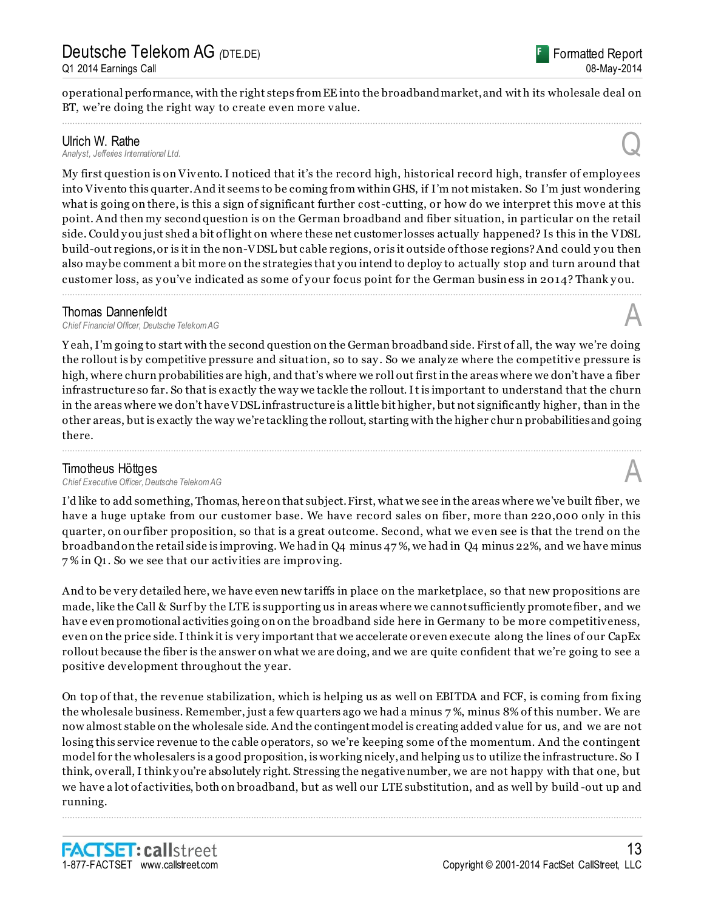operational performance, with the right steps from EE into the broadband market, and with its wholesale deal on BT, we're doing the right way to create even more value.

---

**Ulrich W. Rathe**
*Analyst, Jefferies International Ltd.*

Q

My first question is on Vivento. I noticed that it's the record high, historical record high, transfer of employees into Vivento this quarter. And it seems to be coming from within GHS, if I'm not mistaken. So I'm just wondering what is going on there, is this a sign of significant further cost-cutting, or how do we interpret this move at this point. And then my second question is on the German broadband and fiber situation, in particular on the retail side. Could you just shed a bit of light on where these net customer losses actually happened? Is this in the VDSL build-out regions, or is it in the non-VDSL but cable regions, or is it outside of those regions? And could you then also maybe comment a bit more on the strategies that you intend to deploy to actually stop and turn around that customer loss, as you've indicated as some of your focus point for the German business in 2014? Thank you.

---

**Thomas Dannenfeldt**
*Chief Financial Officer, Deutsche Telekom AG*

A

Yeah, I'm going to start with the second question on the German broadband side. First of all, the way we're doing the rollout is by competitive pressure and situation, so to say. So we analyze where the competitive pressure is high, where churn probabilities are high, and that's where we roll out first in the areas where we don't have a fiber infrastructure so far. So that is exactly the way we tackle the rollout. It is important to understand that the churn in the areas where we don't have VDSL infrastructure is a little bit higher, but not significantly higher, than in the other areas, but is exactly the way we're tackling the rollout, starting with the higher churn probabilities and going there.

---

**Timotheus Höttges**
*Chief Executive Officer, Deutsche Telekom AG*

A

I'd like to add something, Thomas, here on that subject. First, what we see in the areas where we've built fiber, we have a huge uptake from our customer base. We have record sales on fiber, more than 220,000 only in this quarter, on our fiber proposition, so that is a great outcome. Second, what we even see is that the trend on the broadband on the retail side is improving. We had in Q4 minus 47%, we had in Q4 minus 22%, and we have minus 7% in Q1. So we see that our activities are improving.

And to be very detailed here, we have even new tariffs in place on the marketplace, so that new propositions are made, like the Call & Surf by the LTE is supporting us in areas where we cannot sufficiently promote fiber, and we have even promotional activities going on on the broadband side here in Germany to be more competitiveness, even on the price side. I think it is very important that we accelerate or even execute along the lines of our CapEx rollout because the fiber is the answer on what we are doing, and we are quite confident that we're going to see a positive development throughout the year.

On top of that, the revenue stabilization, which is helping us as well on EBITDA and FCF, is coming from fixing the wholesale business. Remember, just a few quarters ago we had a minus 7%, minus 8% of this number. We are now almost stable on the wholesale side. And the contingent model is creating added value for us, and we are not losing this service revenue to the cable operators, so we're keeping some of the momentum. And the contingent model for the wholesalers is a good proposition, is working nicely, and helping us to utilize the infrastructure. So I think, overall, I think you're absolutely right. Stressing the negative number, we are not happy with that one, but we have a lot of activities, both on broadband, but as well our LTE substitution, and as well by build-out up and running.

---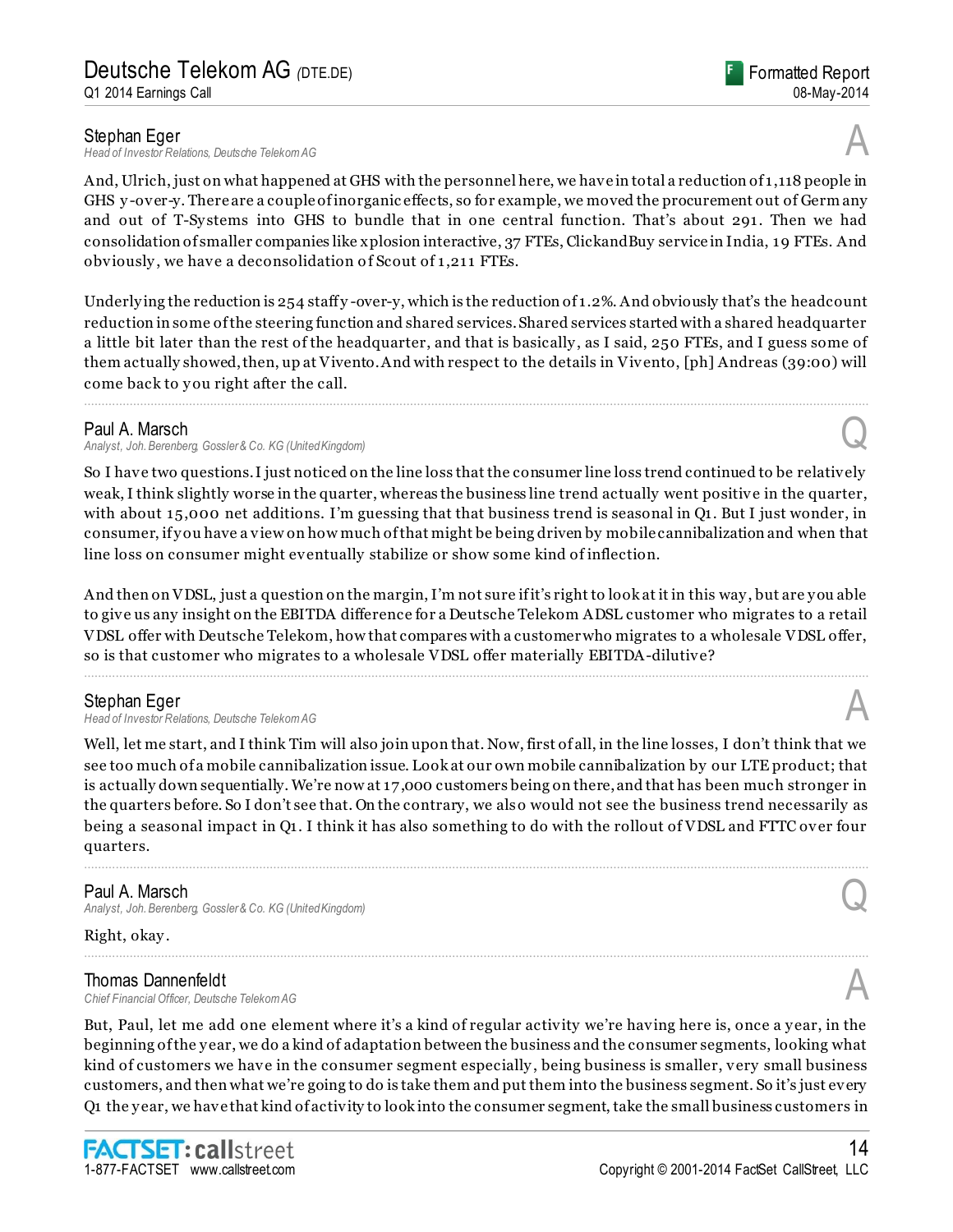**Stephan Eger**
*Head of Investor Relations, Deutsche Telekom AG*

A

And, Ulrich, just on what happened at GHS with the personnel here, we have in total a reduction of 1,118 people in GHS y-over-y. There are a couple of inorganic effects, so for example, we moved the procurement out of Germany and out of T-Systems into GHS to bundle that in one central function. That's about 291. Then we had consolidation of smaller companies like xplosion interactive, 37 FTEs, ClickandBuy service in India, 19 FTEs. And obviously, we have a deconsolidation of Scout of 1,211 FTEs.

Underlying the reduction is 254 staff y-over-y, which is the reduction of 1.2%. And obviously that's the headcount reduction in some of the steering function and shared services. Shared services started with a shared headquarter a little bit later than the rest of the headquarter, and that is basically, as I said, 250 FTEs, and I guess some of them actually showed, then, up at Vivento. And with respect to the details in Vivento, [ph] Andreas (39:00) will come back to you right after the call.

---

**Paul A. Marsch**
*Analyst, Joh. Berenberg, Gossler & Co. KG (United Kingdom)*

Q

So I have two questions. I just noticed on the line loss that the consumer line loss trend continued to be relatively weak, I think slightly worse in the quarter, whereas the business line trend actually went positive in the quarter, with about 15,000 net additions. I'm guessing that that business trend is seasonal in Q1. But I just wonder, in consumer, if you have a view on how much of that might be being driven by mobile cannibalization and when that line loss on consumer might eventually stabilize or show some kind of inflection.

And then on VDSL, just a question on the margin, I'm not sure if it's right to look at it in this way, but are you able to give us any insight on the EBITDA difference for a Deutsche Telekom ADSL customer who migrates to a retail VDSL offer with Deutsche Telekom, how that compares with a customer who migrates to a wholesale VDSL offer, so is that customer who migrates to a wholesale VDSL offer materially EBITDA-dilutive?

---

**Stephan Eger**
*Head of Investor Relations, Deutsche Telekom AG*

A

Well, let me start, and I think Tim will also join upon that. Now, first of all, in the line losses, I don't think that we see too much of a mobile cannibalization issue. Look at our own mobile cannibalization by our LTE product; that is actually down sequentially. We're now at 17,000 customers being on there, and that has been much stronger in the quarters before. So I don't see that. On the contrary, we also would not see the business trend necessarily as being a seasonal impact in Q1. I think it has also something to do with the rollout of VDSL and FTTC over four quarters.

---

**Paul A. Marsch**
*Analyst, Joh. Berenberg, Gossler & Co. KG (United Kingdom)*

Q

Right, okay.

---

**Thomas Dannenfeldt**
*Chief Financial Officer, Deutsche Telekom AG*

A

But, Paul, let me add one element where it's a kind of regular activity we're having here is, once a year, in the beginning of the year, we do a kind of adaptation between the business and the consumer segments, looking what kind of customers we have in the consumer segment especially, being business is smaller, very small business customers, and then what we're going to do is take them and put them into the business segment. So it's just every Q1 the year, we have that kind of activity to look into the consumer segment, take the small business customers in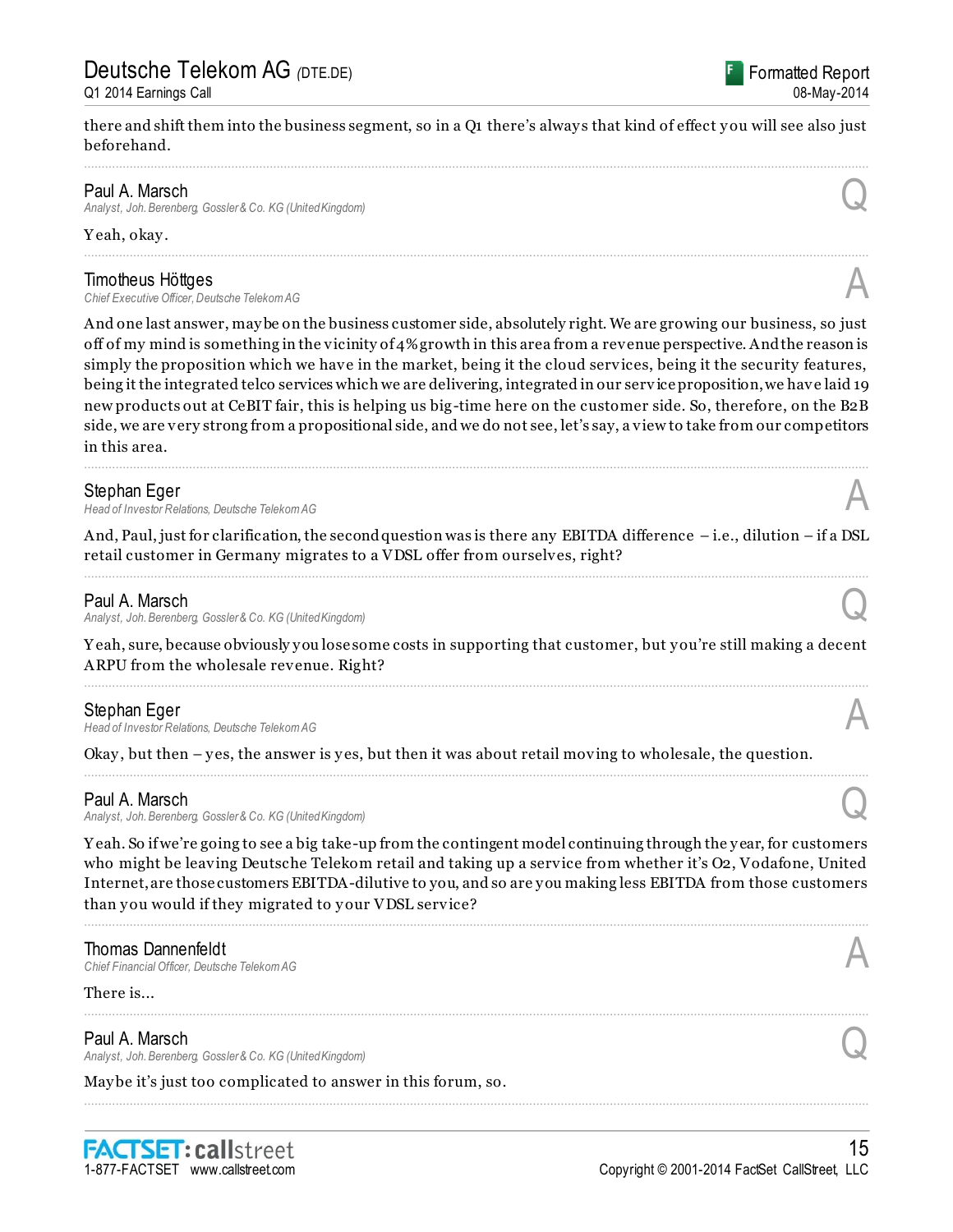there and shift them into the business segment, so in a Q1 there's always that kind of effect you will see also just beforehand.

---

**Paul A. Marsch**
*Analyst, Joh. Berenberg, Gossler & Co. KG (United Kingdom)*

Q

Yeah, okay.

---

**Timotheus Höttges**
*Chief Executive Officer, Deutsche Telekom AG*

A

And one last answer, maybe on the business customer side, absolutely right. We are growing our business, so just off of my mind is something in the vicinity of 4% growth in this area from a revenue perspective. And the reason is simply the proposition which we have in the market, being it the cloud services, being it the security features, being it the integrated telco services which we are delivering, integrated in our service proposition, we have laid 19 new products out at CeBIT fair, this is helping us big-time here on the customer side. So, therefore, on the B2B side, we are very strong from a propositional side, and we do not see, let's say, a view to take from our competitors in this area.

---

**Stephan Eger**
*Head of Investor Relations, Deutsche Telekom AG*

A

And, Paul, just for clarification, the second question was is there any EBITDA difference – i.e., dilution – if a DSL retail customer in Germany migrates to a VDSL offer from ourselves, right?

---

**Paul A. Marsch**
*Analyst, Joh. Berenberg, Gossler & Co. KG (United Kingdom)*

Q

Yeah, sure, because obviously you lose some costs in supporting that customer, but you're still making a decent ARPU from the wholesale revenue. Right?

---

**Stephan Eger**
*Head of Investor Relations, Deutsche Telekom AG*

A

Okay, but then – yes, the answer is yes, but then it was about retail moving to wholesale, the question.

---

**Paul A. Marsch**
*Analyst, Joh. Berenberg, Gossler & Co. KG (United Kingdom)*

Q

Yeah. So if we're going to see a big take-up from the contingent model continuing through the year, for customers who might be leaving Deutsche Telekom retail and taking up a service from whether it's O2, Vodafone, United Internet, are those customers EBITDA-dilutive to you, and so are you making less EBITDA from those customers than you would if they migrated to your VDSL service?

---

**Thomas Dannenfeldt**
*Chief Financial Officer, Deutsche Telekom AG*

A

There is...

---

**Paul A. Marsch**
*Analyst, Joh. Berenberg, Gossler & Co. KG (United Kingdom)*

Q

Maybe it's just too complicated to answer in this forum, so.

---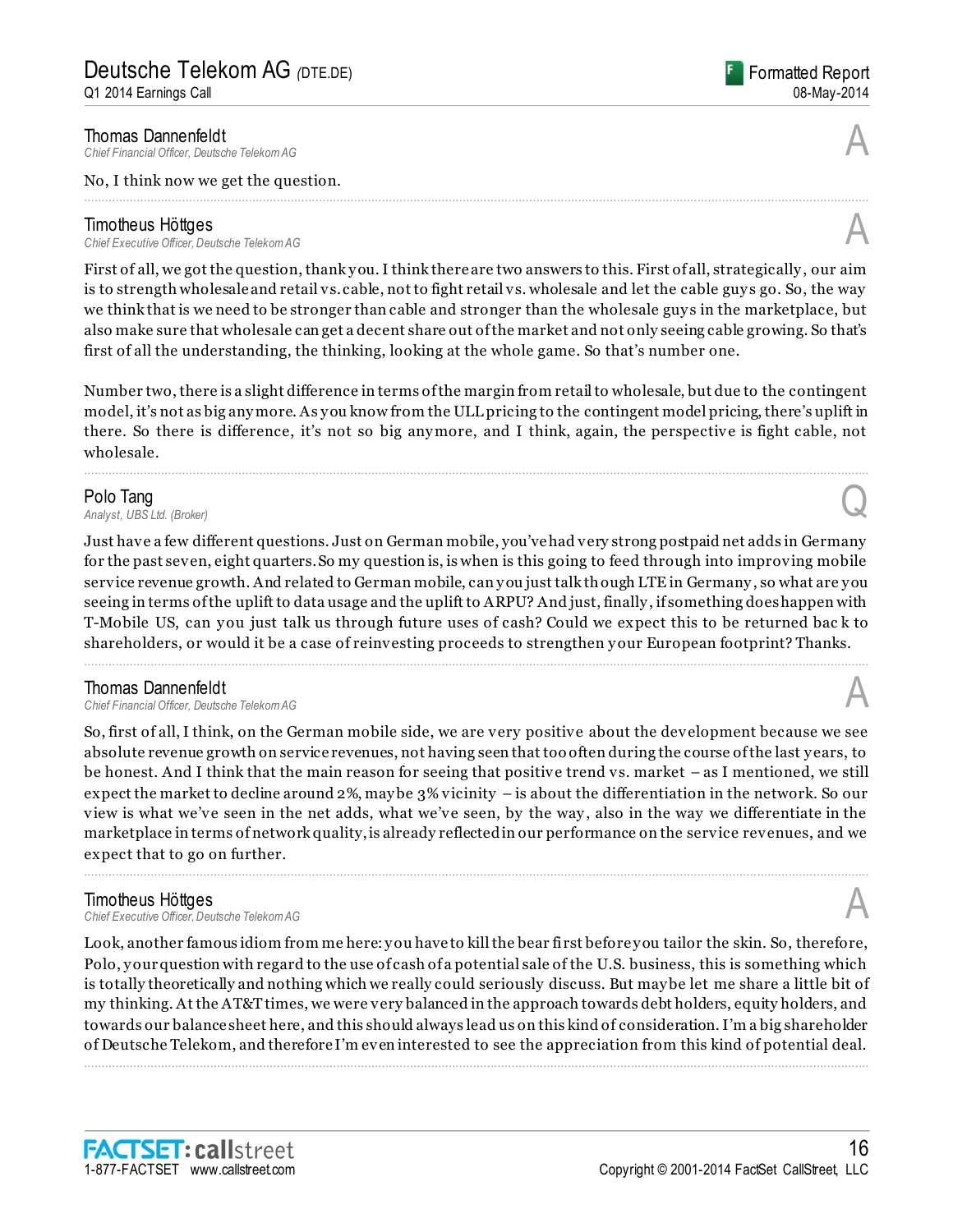Thomas Dannenfeldt
*Chief Financial Officer, Deutsche Telekom AG*

A

No, I think now we get the question.

---

Timotheus Höttges
*Chief Executive Officer, Deutsche Telekom AG*

A

First of all, we got the question, thank you. I think there are two answers to this. First of all, strategically, our aim is to strength wholesale and retail vs. cable, not to fight retail vs. wholesale and let the cable guys go. So, the way we think that is we need to be stronger than cable and stronger than the wholesale guys in the marketplace, but also make sure that wholesale can get a decent share out of the market and not only seeing cable growing. So that's first of all the understanding, the thinking, looking at the whole game. So that's number one.

Number two, there is a slight difference in terms of the margin from retail to wholesale, but due to the contingent model, it's not as big any more. As you know from the ULL pricing to the contingent model pricing, there's uplift in there. So there is difference, it's not so big any more, and I think, again, the perspective is fight cable, not wholesale.

---

Polo Tang
*Analyst, UBS Ltd. (Broker)*

Q

Just have a few different questions. Just on German mobile, you've had very strong postpaid net adds in Germany for the past seven, eight quarters. So my question is, is when is this going to feed through into improving mobile service revenue growth. And related to German mobile, can you just talk though LTE in Germany, so what are you seeing in terms of the uplift to data usage and the uplift to ARPU? And just, finally, if something does happen with T-Mobile US, can you just talk us through future uses of cash? Could we expect this to be returned bac k to shareholders, or would it be a case of reinvesting proceeds to strengthen your European footprint? Thanks.

---

Thomas Dannenfeldt
*Chief Financial Officer, Deutsche Telekom AG*

A

So, first of all, I think, on the German mobile side, we are very positive about the development because we see absolute revenue growth on service revenues, not having seen that too often during the course of the last years, to be honest. And I think that the main reason for seeing that positive trend vs. market – as I mentioned, we still expect the market to decline around 2%, maybe 3% vicinity – is about the differentiation in the network. So our view is what we've seen in the net adds, what we've seen, by the way, also in the way we differentiate in the marketplace in terms of network quality, is already reflected in our performance on the service revenues, and we expect that to go on further.

---

Timotheus Höttges
*Chief Executive Officer, Deutsche Telekom AG*

A

Look, another famous idiom from me here: you have to kill the bear first before you tailor the skin. So, therefore, Polo, your question with regard to the use of cash of a potential sale of the U.S. business, this is something which is totally theoretically and nothing which we really could seriously discuss. But maybe let me share a little bit of my thinking. At the AT&T times, we were very balanced in the approach towards debt holders, equity holders, and towards our balance sheet here, and this should always lead us on this kind of consideration. I'm a big shareholder of Deutsche Telekom, and therefore I'm even interested to see the appreciation from this kind of potential deal.

---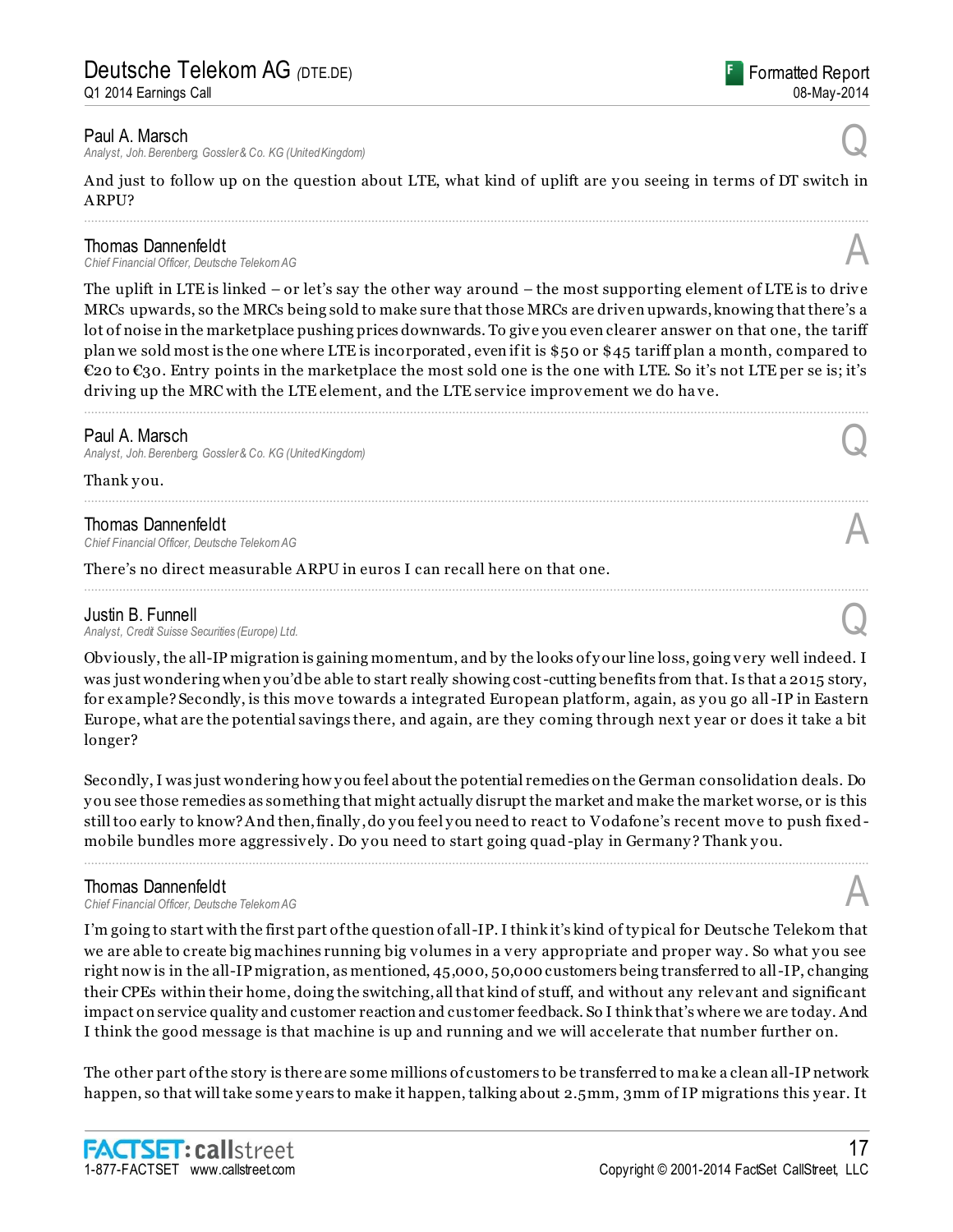**Paul A. Marsch**
*Analyst, Joh. Berenberg, Gossler & Co. KG (United Kingdom)*

Q

And just to follow up on the question about LTE, what kind of uplift are you seeing in terms of DT switch in ARPU?

---

**Thomas Dannenfeldt**
*Chief Financial Officer, Deutsche Telekom AG*

A

The uplift in LTE is linked – or let's say the other way around – the most supporting element of LTE is to drive MRCs upwards, so the MRCs being sold to make sure that those MRCs are driven upwards, knowing that there's a lot of noise in the marketplace pushing prices downwards. To give you even clearer answer on that one, the tariff plan we sold most is the one where LTE is incorporated, even if it is $50 or $45 tariff plan a month, compared to €20 to €30. Entry points in the marketplace the most sold one is the one with LTE. So it's not LTE per se is; it's driving up the MRC with the LTE element, and the LTE service improvement we do have.

---

**Paul A. Marsch**
*Analyst, Joh. Berenberg, Gossler & Co. KG (United Kingdom)*

Q

Thank you.

---

**Thomas Dannenfeldt**
*Chief Financial Officer, Deutsche Telekom AG*

A

There's no direct measurable ARPU in euros I can recall here on that one.

---

**Justin B. Funnell**
*Analyst, Credit Suisse Securities (Europe) Ltd.*

Q

Obviously, the all-IP migration is gaining momentum, and by the looks of your line loss, going very well indeed. I was just wondering when you'd be able to start really showing cost-cutting benefits from that. Is that a 2015 story, for example? Secondly, is this move towards a integrated European platform, again, as you go all-IP in Eastern Europe, what are the potential savings there, and again, are they coming through next year or does it take a bit longer?

Secondly, I was just wondering how you feel about the potential remedies on the German consolidation deals. Do you see those remedies as something that might actually disrupt the market and make the market worse, or is this still too early to know? And then, finally, do you feel you need to react to Vodafone's recent move to push fixed-mobile bundles more aggressively. Do you need to start going quad-play in Germany? Thank you.

---

**Thomas Dannenfeldt**
*Chief Financial Officer, Deutsche Telekom AG*

A

I'm going to start with the first part of the question of all-IP. I think it's kind of typical for Deutsche Telekom that we are able to create big machines running big volumes in a very appropriate and proper way. So what you see right now is in the all-IP migration, as mentioned, 45,000, 50,000 customers being transferred to all-IP, changing their CPEs within their home, doing the switching, all that kind of stuff, and without any relevant and significant impact on service quality and customer reaction and customer feedback. So I think that's where we are today. And I think the good message is that machine is up and running and we will accelerate that number further on.

The other part of the story is there are some millions of customers to be transferred to make a clean all-IP network happen, so that will take some years to make it happen, talking about 2.5mm, 3mm of IP migrations this year. It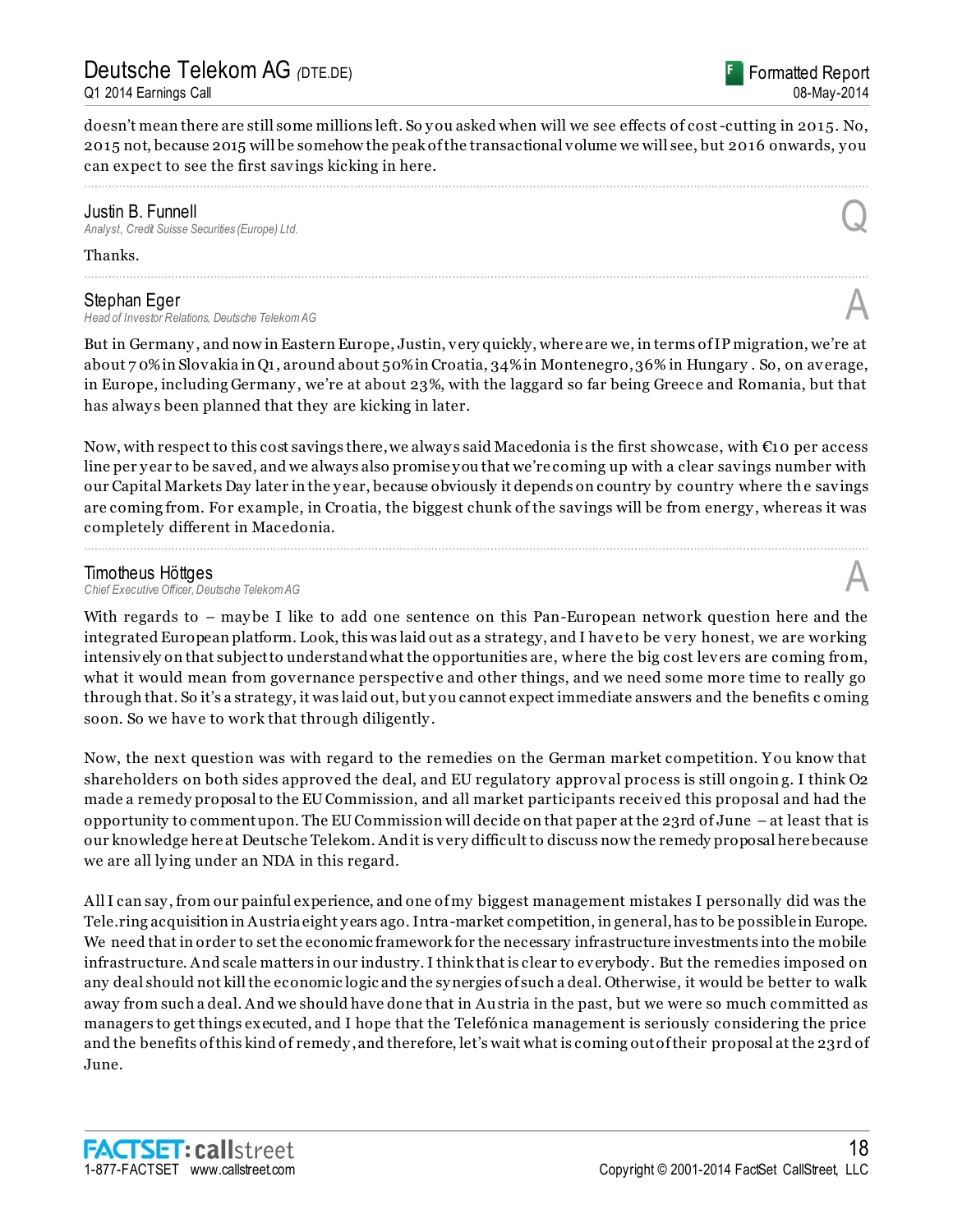doesn't mean there are still some millions left. So you asked when will we see effects of cost-cutting in 2015. No, 2015 not, because 2015 will be somehow the peak of the transactional volume we will see, but 2016 onwards, you can expect to see the first savings kicking in here.

---

**Justin B. Funnell**
*Analyst, Credit Suisse Securities (Europe) Ltd.* — Q

Thanks.

---

**Stephan Eger**
*Head of Investor Relations, Deutsche Telekom AG* — A

But in Germany, and now in Eastern Europe, Justin, very quickly, where are we, in terms of IP migration, we're at about 70% in Slovakia in Q1, around about 50% in Croatia, 34% in Montenegro, 36% in Hungary . So, on average, in Europe, including Germany, we're at about 23%, with the laggard so far being Greece and Romania, but that has always been planned that they are kicking in later.

Now, with respect to this cost savings there, we always said Macedonia is the first showcase, with €10 per access line per year to be saved, and we always also promise you that we're coming up with a clear savings number with our Capital Markets Day later in the year, because obviously it depends on country by country where the savings are coming from. For example, in Croatia, the biggest chunk of the savings will be from energy, whereas it was completely different in Macedonia.

---

**Timotheus Höttges**
*Chief Executive Officer, Deutsche Telekom AG* — A

With regards to – maybe I like to add one sentence on this Pan-European network question here and the integrated European platform. Look, this was laid out as a strategy, and I have to be very honest, we are working intensively on that subject to understand what the opportunities are, where the big cost levers are coming from, what it would mean from governance perspective and other things, and we need some more time to really go through that. So it's a strategy, it was laid out, but you cannot expect immediate answers and the benefits coming soon. So we have to work that through diligently.

Now, the next question was with regard to the remedies on the German market competition. You know that shareholders on both sides approved the deal, and EU regulatory approval process is still ongoing. I think O2 made a remedy proposal to the EU Commission, and all market participants received this proposal and had the opportunity to comment upon. The EU Commission will decide on that paper at the 23rd of June – at least that is our knowledge here at Deutsche Telekom. And it is very difficult to discuss now the remedy proposal here because we are all lying under an NDA in this regard.

All I can say, from our painful experience, and one of my biggest management mistakes I personally did was the Tele.ring acquisition in Austria eight years ago. Intra-market competition, in general, has to be possible in Europe. We need that in order to set the economic framework for the necessary infrastructure investments into the mobile infrastructure. And scale matters in our industry. I think that is clear to everybody. But the remedies imposed on any deal should not kill the economic logic and the synergies of such a deal. Otherwise, it would be better to walk away from such a deal. And we should have done that in Austria in the past, but we were so much committed as managers to get things executed, and I hope that the Telefónica management is seriously considering the price and the benefits of this kind of remedy, and therefore, let's wait what is coming out of their proposal at the 23rd of June.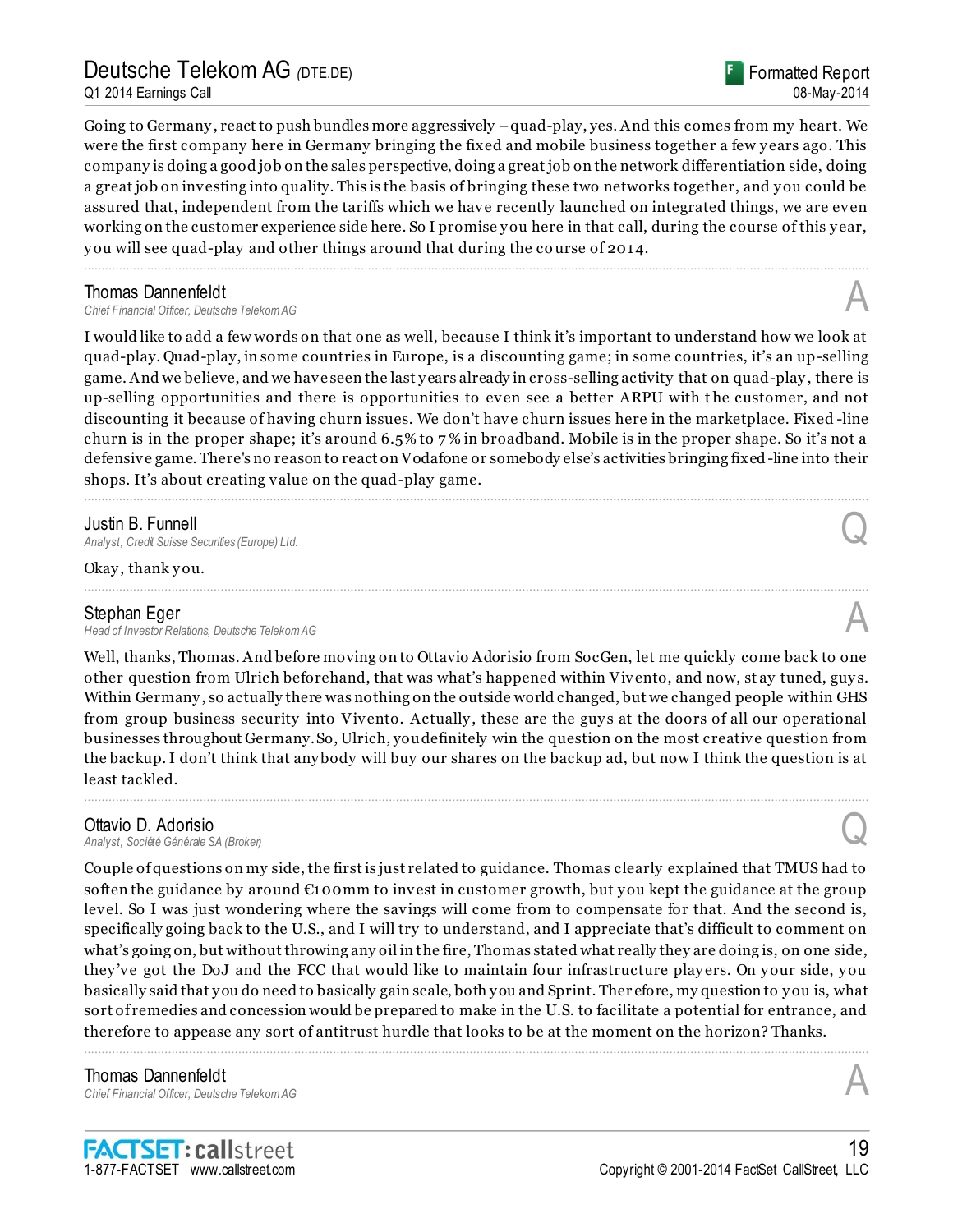Going to Germany, react to push bundles more aggressively – quad-play, yes. And this comes from my heart. We were the first company here in Germany bringing the fixed and mobile business together a few years ago. This company is doing a good job on the sales perspective, doing a great job on the network differentiation side, doing a great job on investing into quality. This is the basis of bringing these two networks together, and you could be assured that, independent from the tariffs which we have recently launched on integrated things, we are even working on the customer experience side here. So I promise you here in that call, during the course of this year, you will see quad-play and other things around that during the course of 2014.

---

**Thomas Dannenfeldt**
*Chief Financial Officer, Deutsche Telekom AG* **A**

I would like to add a few words on that one as well, because I think it's important to understand how we look at quad-play. Quad-play, in some countries in Europe, is a discounting game; in some countries, it's an up-selling game. And we believe, and we have seen the last years already in cross-selling activity that on quad-play, there is up-selling opportunities and there is opportunities to even see a better ARPU with the customer, and not discounting it because of having churn issues. We don't have churn issues here in the marketplace. Fixed-line churn is in the proper shape; it's around 6.5% to 7% in broadband. Mobile is in the proper shape. So it's not a defensive game. There's no reason to react on Vodafone or somebody else's activities bringing fixed-line into their shops. It's about creating value on the quad-play game.

---

**Justin B. Funnell**
*Analyst, Credit Suisse Securities (Europe) Ltd.* **Q**

Okay, thank you.

---

**Stephan Eger**
*Head of Investor Relations, Deutsche Telekom AG* **A**

Well, thanks, Thomas. And before moving on to Ottavio Adorisio from SocGen, let me quickly come back to one other question from Ulrich beforehand, that was what's happened within Vivento, and now, stay tuned, guys. Within Germany, so actually there was nothing on the outside world changed, but we changed people within GHS from group business security into Vivento. Actually, these are the guys at the doors of all our operational businesses throughout Germany. So, Ulrich, you definitely win the question on the most creative question from the backup. I don't think that anybody will buy our shares on the backup ad, but now I think the question is at least tackled.

---

**Ottavio D. Adorisio**
*Analyst, Société Générale SA (Broker)* **Q**

Couple of questions on my side, the first is just related to guidance. Thomas clearly explained that TMUS had to soften the guidance by around €100mm to invest in customer growth, but you kept the guidance at the group level. So I was just wondering where the savings will come from to compensate for that. And the second is, specifically going back to the U.S., and I will try to understand, and I appreciate that's difficult to comment on what's going on, but without throwing any oil in the fire, Thomas stated what really they are doing is, on one side, they've got the DoJ and the FCC that would like to maintain four infrastructure players. On your side, you basically said that you do need to basically gain scale, both you and Sprint. Therefore, my question to you is, what sort of remedies and concession would be prepared to make in the U.S. to facilitate a potential for entrance, and therefore to appease any sort of antitrust hurdle that looks to be at the moment on the horizon? Thanks.

---

**Thomas Dannenfeldt**
*Chief Financial Officer, Deutsche Telekom AG* **A**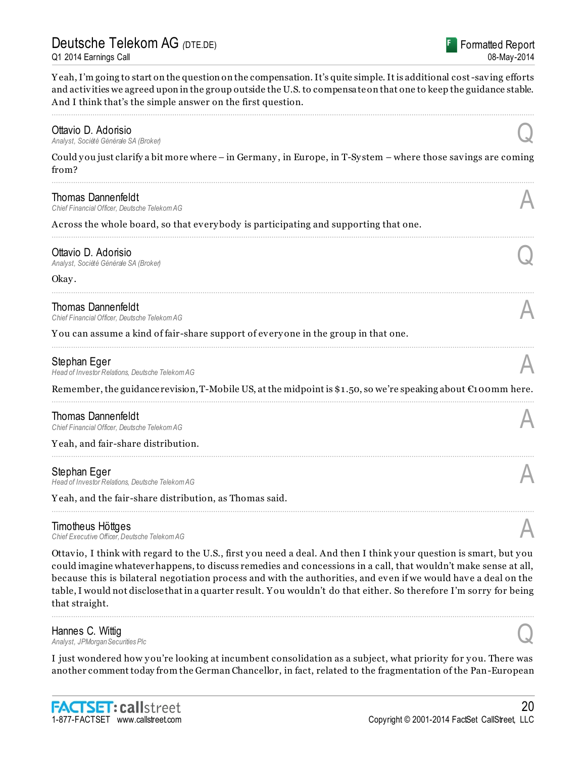Yeah, I'm going to start on the question on the compensation. It's quite simple. It is additional cost-saving efforts and activities we agreed upon in the group outside the U.S. to compensate on that one to keep the guidance stable. And I think that's the simple answer on the first question.

---

**Ottavio D. Adorisio**
*Analyst, Société Générale SA (Broker)*

Q

Could you just clarify a bit more where – in Germany, in Europe, in T-System – where those savings are coming from?

---

**Thomas Dannenfeldt**
*Chief Financial Officer, Deutsche Telekom AG*

A

Across the whole board, so that everybody is participating and supporting that one.

---

**Ottavio D. Adorisio**
*Analyst, Société Générale SA (Broker)*

Q

Okay.

---

**Thomas Dannenfeldt**
*Chief Financial Officer, Deutsche Telekom AG*

A

You can assume a kind of fair-share support of everyone in the group in that one.

---

**Stephan Eger**
*Head of Investor Relations, Deutsche Telekom AG*

A

Remember, the guidance revision, T-Mobile US, at the midpoint is $1.50, so we're speaking about €100mm here.

---

**Thomas Dannenfeldt**
*Chief Financial Officer, Deutsche Telekom AG*

A

Yeah, and fair-share distribution.

---

**Stephan Eger**
*Head of Investor Relations, Deutsche Telekom AG*

A

Yeah, and the fair-share distribution, as Thomas said.

---

**Timotheus Höttges**
*Chief Executive Officer, Deutsche Telekom AG*

A

Ottavio, I think with regard to the U.S., first you need a deal. And then I think your question is smart, but you could imagine whatever happens, to discuss remedies and concessions in a call, that wouldn't make sense at all, because this is bilateral negotiation process and with the authorities, and even if we would have a deal on the table, I would not disclose that in a quarter result. You wouldn't do that either. So therefore I'm sorry for being that straight.

---

**Hannes C. Wittig**
*Analyst, JPMorgan Securities Plc*

Q

I just wondered how you're looking at incumbent consolidation as a subject, what priority for you. There was another comment today from the German Chancellor, in fact, related to the fragmentation of the Pan-European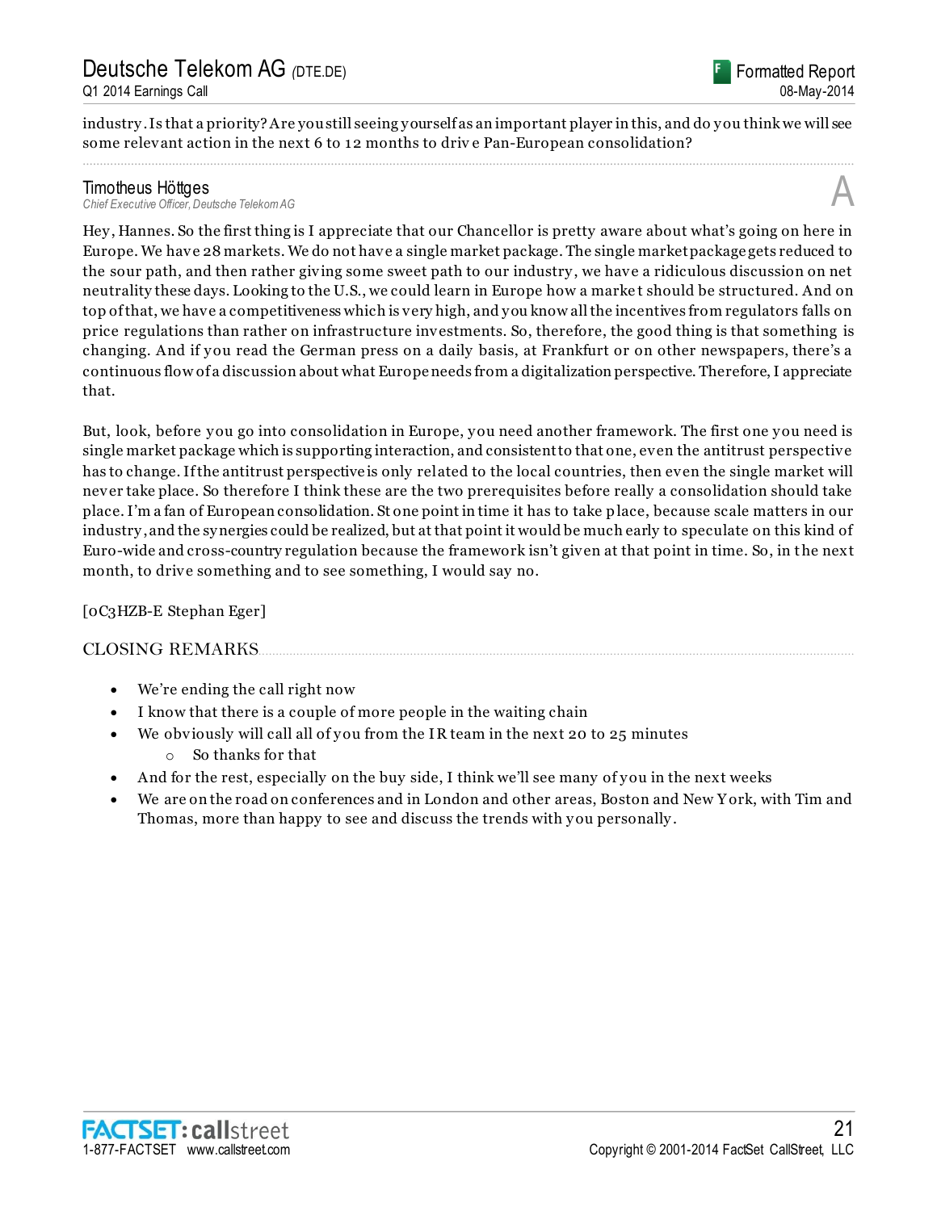industry. Is that a priority? Are you still seeing yourself as an important player in this, and do you think we will see some relevant action in the next 6 to 12 months to drive Pan-European consolidation?

### Timotheus Höttges
*Chief Executive Officer, Deutsche Telekom AG*

**A**

Hey, Hannes. So the first thing is I appreciate that our Chancellor is pretty aware about what's going on here in Europe. We have 28 markets. We do not have a single market package. The single market package gets reduced to the sour path, and then rather giving some sweet path to our industry, we have a ridiculous discussion on net neutrality these days. Looking to the U.S., we could learn in Europe how a market should be structured. And on top of that, we have a competitiveness which is very high, and you know all the incentives from regulators falls on price regulations than rather on infrastructure investments. So, therefore, the good thing is that something is changing. And if you read the German press on a daily basis, at Frankfurt or on other newspapers, there's a continuous flow of a discussion about what Europe needs from a digitalization perspective. Therefore, I appreciate that.

But, look, before you go into consolidation in Europe, you need another framework. The first one you need is single market package which is supporting interaction, and consistent to that one, even the antitrust perspective has to change. If the antitrust perspective is only related to the local countries, then even the single market will never take place. So therefore I think these are the two prerequisites before really a consolidation should take place. I'm a fan of European consolidation. St one point in time it has to take place, because scale matters in our industry, and the synergies could be realized, but at that point it would be much early to speculate on this kind of Euro-wide and cross-country regulation because the framework isn't given at that point in time. So, in the next month, to drive something and to see something, I would say no.

[0C3HZB-E Stephan Eger]

## CLOSING REMARKS

- We're ending the call right now
- I know that there is a couple of more people in the waiting chain
- We obviously will call all of you from the IR team in the next 20 to 25 minutes
  - So thanks for that
- And for the rest, especially on the buy side, I think we'll see many of you in the next weeks
- We are on the road on conferences and in London and other areas, Boston and New York, with Tim and Thomas, more than happy to see and discuss the trends with you personally.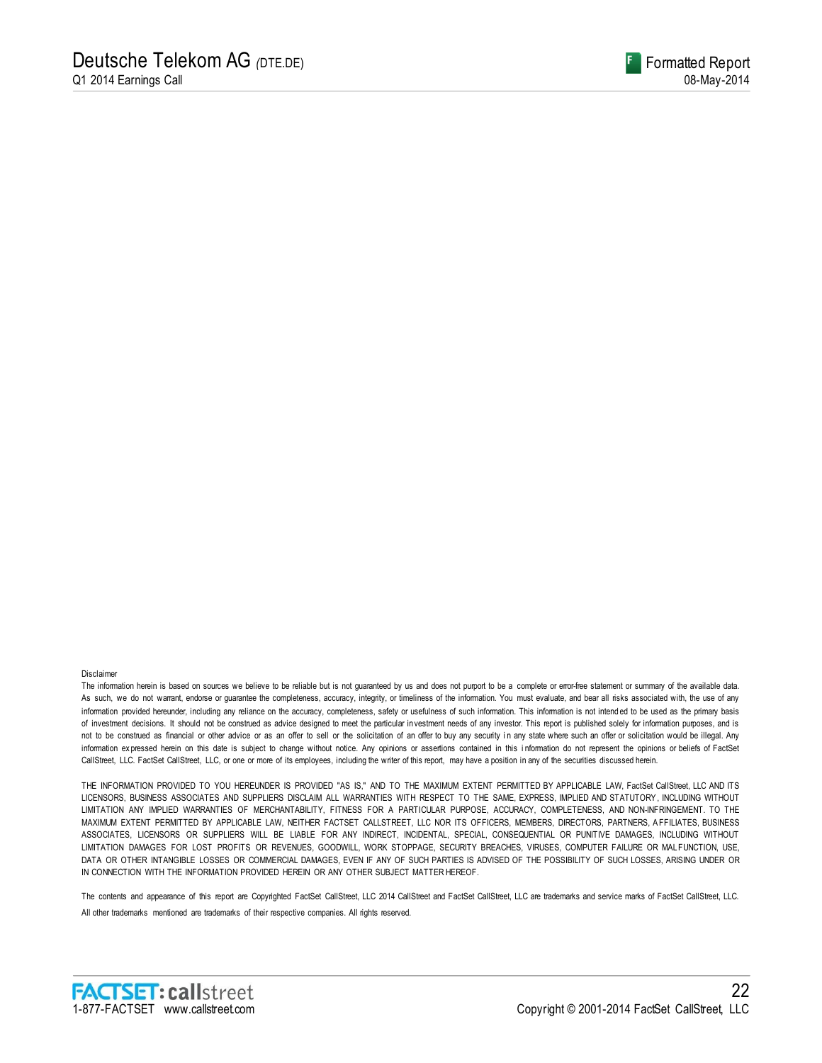Disclaimer

The information herein is based on sources we believe to be reliable but is not guaranteed by us and does not purport to be a complete or error-free statement or summary of the available data. As such, we do not warrant, endorse or guarantee the completeness, accuracy, integrity, or timeliness of the information. You must evaluate, and bear all risks associated with, the use of any information provided hereunder, including any reliance on the accuracy, completeness, safety or usefulness of such information. This information is not intended to be used as the primary basis of investment decisions. It should not be construed as advice designed to meet the particular investment needs of any investor. This report is published solely for information purposes, and is not to be construed as financial or other advice or as an offer to sell or the solicitation of an offer to buy any security in any state where such an offer or solicitation would be illegal. Any information expressed herein on this date is subject to change without notice. Any opinions or assertions contained in this information do not represent the opinions or beliefs of FactSet CallStreet, LLC. FactSet CallStreet, LLC, or one or more of its employees, including the writer of this report, may have a position in any of the securities discussed herein.

THE INFORMATION PROVIDED TO YOU HEREUNDER IS PROVIDED "AS IS," AND TO THE MAXIMUM EXTENT PERMITTED BY APPLICABLE LAW, FactSet CallStreet, LLC AND ITS LICENSORS, BUSINESS ASSOCIATES AND SUPPLIERS DISCLAIM ALL WARRANTIES WITH RESPECT TO THE SAME, EXPRESS, IMPLIED AND STATUTORY, INCLUDING WITHOUT LIMITATION ANY IMPLIED WARRANTIES OF MERCHANTABILITY, FITNESS FOR A PARTICULAR PURPOSE, ACCURACY, COMPLETENESS, AND NON-INFRINGEMENT. TO THE MAXIMUM EXTENT PERMITTED BY APPLICABLE LAW, NEITHER FACTSET CALLSTREET, LLC NOR ITS OFFICERS, MEMBERS, DIRECTORS, PARTNERS, AFFILIATES, BUSINESS ASSOCIATES, LICENSORS OR SUPPLIERS WILL BE LIABLE FOR ANY INDIRECT, INCIDENTAL, SPECIAL, CONSEQUENTIAL OR PUNITIVE DAMAGES, INCLUDING WITHOUT LIMITATION DAMAGES FOR LOST PROFITS OR REVENUES, GOODWILL, WORK STOPPAGE, SECURITY BREACHES, VIRUSES, COMPUTER FAILURE OR MALFUNCTION, USE, DATA OR OTHER INTANGIBLE LOSSES OR COMMERCIAL DAMAGES, EVEN IF ANY OF SUCH PARTIES IS ADVISED OF THE POSSIBILITY OF SUCH LOSSES, ARISING UNDER OR IN CONNECTION WITH THE INFORMATION PROVIDED HEREIN OR ANY OTHER SUBJECT MATTER HEREOF.

The contents and appearance of this report are Copyrighted FactSet CallStreet, LLC 2014 CallStreet and FactSet CallStreet, LLC are trademarks and service marks of FactSet CallStreet, LLC. All other trademarks mentioned are trademarks of their respective companies. All rights reserved.